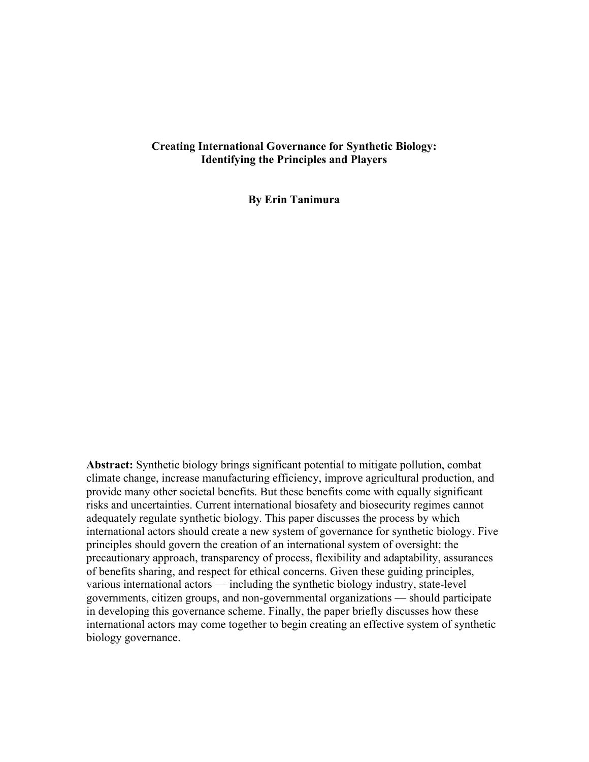# Creating International Governance for Synthetic Biology: Identifying the Principles and Players

**By Erin Tanimura**

**Abstract:** Synthetic biology brings significant potential to mitigate pollution, combat climate change, increase manufacturing efficiency, improve agricultural production, and provide many other societal benefits. But these benefits come with equally significant risks and uncertainties. Current international biosafety and biosecurity regimes cannot adequately regulate synthetic biology. This paper discusses the process by which international actors should create a new system of governance for synthetic biology. Five principles should govern the creation of an international system of oversight: the precautionary approach, transparency of process, flexibility and adaptability, assurances of benefits sharing, and respect for ethical concerns. Given these guiding principles, various international actors — including the synthetic biology industry, state-level governments, citizen groups, and non-governmental organizations — should participate in developing this governance scheme. Finally, the paper briefly discusses how these international actors may come together to begin creating an effective system of synthetic biology governance.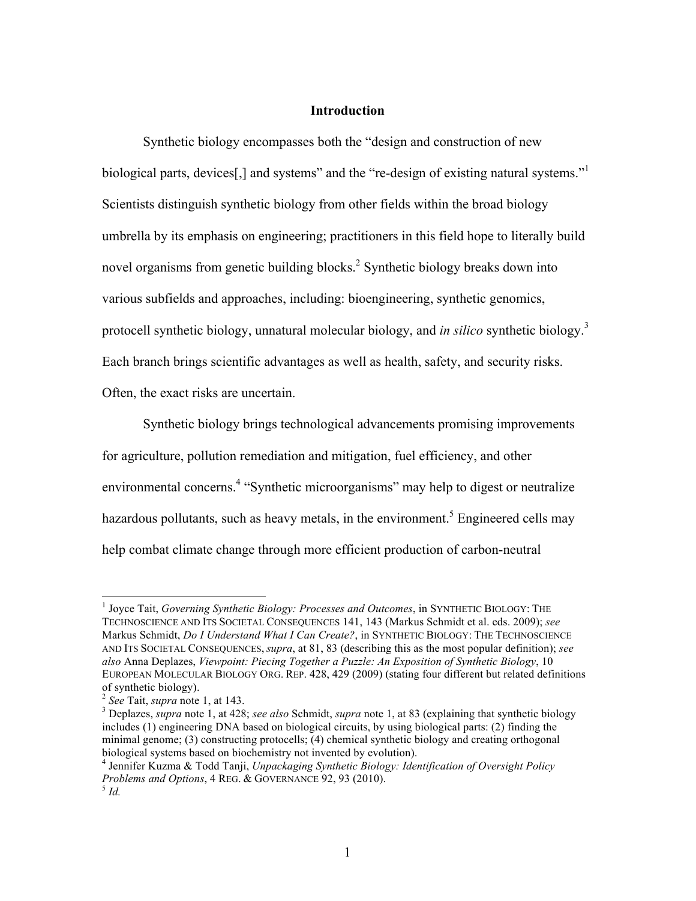## Introduction

Synthetic biology encompasses both the "design and construction of new biological parts, devices[,] and systems" and the "re-design of existing natural systems."[1] Scientists distinguish synthetic biology from other fields within the broad biology umbrella by its emphasis on engineering; practitioners in this field hope to literally build novel organisms from genetic building blocks.[2] Synthetic biology breaks down into various subfields and approaches, including: bioengineering, synthetic genomics, protocell synthetic biology, unnatural molecular biology, and *in silico* synthetic biology.[3] Each branch brings scientific advantages as well as health, safety, and security risks. Often, the exact risks are uncertain.

Synthetic biology brings technological advancements promising improvements for agriculture, pollution remediation and mitigation, fuel efficiency, and other environmental concerns.[4] "Synthetic microorganisms" may help to digest or neutralize hazardous pollutants, such as heavy metals, in the environment.[5] Engineered cells may help combat climate change through more efficient production of carbon-neutral

---

[1] Joyce Tait, *Governing Synthetic Biology: Processes and Outcomes*, in SYNTHETIC BIOLOGY: THE TECHNOSCIENCE AND ITS SOCIETAL CONSEQUENCES 141, 143 (Markus Schmidt et al. eds. 2009); *see* Markus Schmidt, *Do I Understand What I Can Create?*, in SYNTHETIC BIOLOGY: THE TECHNOSCIENCE AND ITS SOCIETAL CONSEQUENCES, *supra*, at 81, 83 (describing this as the most popular definition); *see also* Anna Deplazes, *Viewpoint: Piecing Together a Puzzle: An Exposition of Synthetic Biology*, 10 EUROPEAN MOLECULAR BIOLOGY ORG. REP. 428, 429 (2009) (stating four different but related definitions of synthetic biology).

[2] *See* Tait, *supra* note 1, at 143.

[3] Deplazes, *supra* note 1, at 428; *see also* Schmidt, *supra* note 1, at 83 (explaining that synthetic biology includes (1) engineering DNA based on biological circuits, by using biological parts: (2) finding the minimal genome; (3) constructing protocells; (4) chemical synthetic biology and creating orthogonal biological systems based on biochemistry not invented by evolution).

[4] Jennifer Kuzma & Todd Tanji, *Unpackaging Synthetic Biology: Identification of Oversight Policy Problems and Options*, 4 REG. & GOVERNANCE 92, 93 (2010).

[5] *Id.*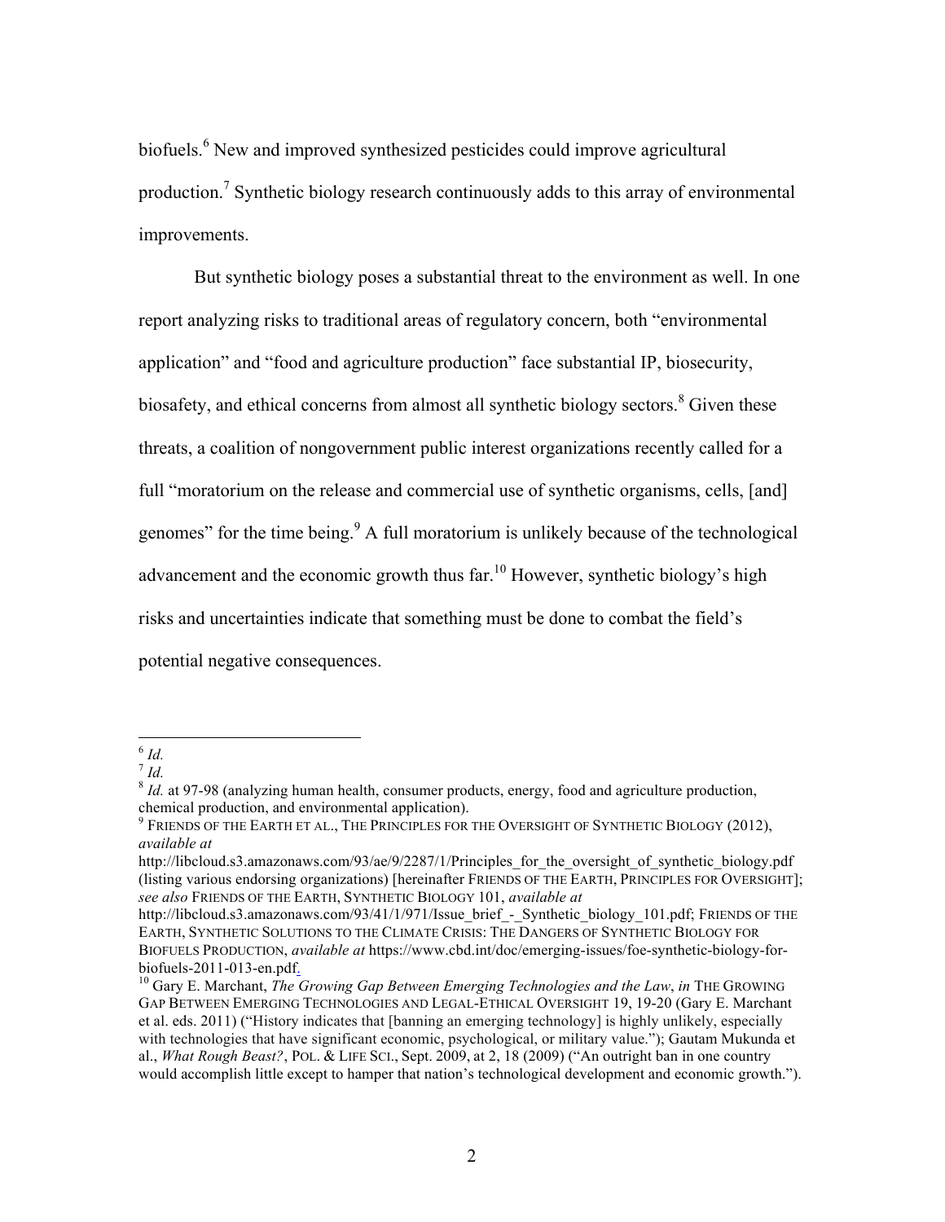biofuels.[6] New and improved synthesized pesticides could improve agricultural production.[7] Synthetic biology research continuously adds to this array of environmental improvements.

But synthetic biology poses a substantial threat to the environment as well. In one report analyzing risks to traditional areas of regulatory concern, both "environmental application" and "food and agriculture production" face substantial IP, biosecurity, biosafety, and ethical concerns from almost all synthetic biology sectors.[8] Given these threats, a coalition of nongovernment public interest organizations recently called for a full "moratorium on the release and commercial use of synthetic organisms, cells, [and] genomes" for the time being.[9] A full moratorium is unlikely because of the technological advancement and the economic growth thus far.[10] However, synthetic biology's high risks and uncertainties indicate that something must be done to combat the field's potential negative consequences.

---

[6] *Id.*

[7] *Id.*

[8] *Id.* at 97-98 (analyzing human health, consumer products, energy, food and agriculture production, chemical production, and environmental application).

[9] FRIENDS OF THE EARTH ET AL., THE PRINCIPLES FOR THE OVERSIGHT OF SYNTHETIC BIOLOGY (2012), *available at* http://libcloud.s3.amazonaws.com/93/ae/9/2287/1/Principles_for_the_oversight_of_synthetic_biology.pdf (listing various endorsing organizations) [hereinafter FRIENDS OF THE EARTH, PRINCIPLES FOR OVERSIGHT]; *see also* FRIENDS OF THE EARTH, SYNTHETIC BIOLOGY 101, *available at* http://libcloud.s3.amazonaws.com/93/41/1/971/Issue_brief_-_Synthetic_biology_101.pdf; FRIENDS OF THE EARTH, SYNTHETIC SOLUTIONS TO THE CLIMATE CRISIS: THE DANGERS OF SYNTHETIC BIOLOGY FOR BIOFUELS PRODUCTION, *available at* https://www.cbd.int/doc/emerging-issues/foe-synthetic-biology-for-biofuels-2011-013-en.pdf.

[10] Gary E. Marchant, *The Growing Gap Between Emerging Technologies and the Law*, *in* THE GROWING GAP BETWEEN EMERGING TECHNOLOGIES AND LEGAL-ETHICAL OVERSIGHT 19, 19-20 (Gary E. Marchant et al. eds. 2011) ("History indicates that [banning an emerging technology] is highly unlikely, especially with technologies that have significant economic, psychological, or military value."); Gautam Mukunda et al., *What Rough Beast?*, POL. & LIFE SCI., Sept. 2009, at 2, 18 (2009) ("An outright ban in one country would accomplish little except to hamper that nation's technological development and economic growth.").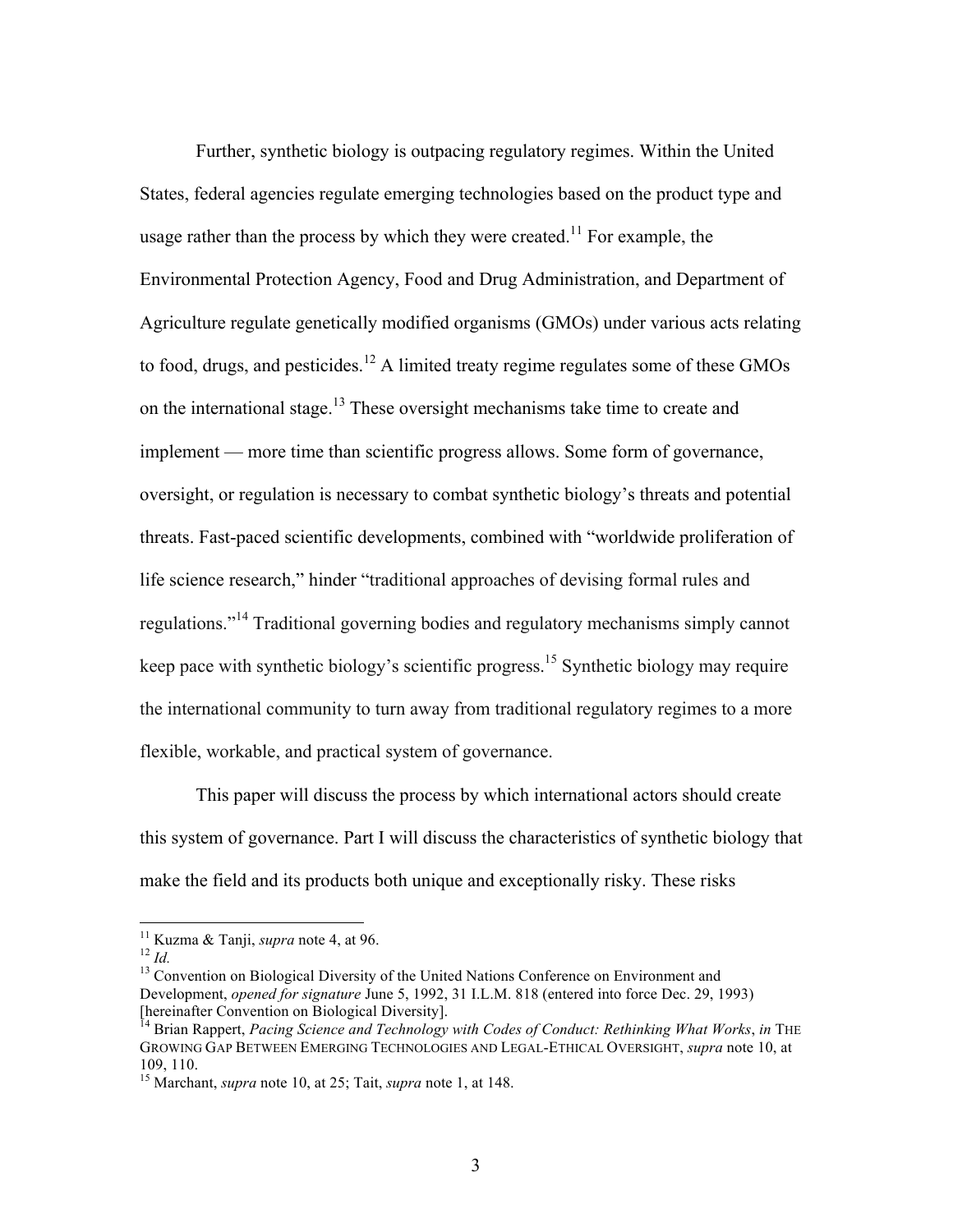Further, synthetic biology is outpacing regulatory regimes. Within the United States, federal agencies regulate emerging technologies based on the product type and usage rather than the process by which they were created.[11] For example, the Environmental Protection Agency, Food and Drug Administration, and Department of Agriculture regulate genetically modified organisms (GMOs) under various acts relating to food, drugs, and pesticides.[12] A limited treaty regime regulates some of these GMOs on the international stage.[13] These oversight mechanisms take time to create and implement — more time than scientific progress allows. Some form of governance, oversight, or regulation is necessary to combat synthetic biology's threats and potential threats. Fast-paced scientific developments, combined with "worldwide proliferation of life science research," hinder "traditional approaches of devising formal rules and regulations."[14] Traditional governing bodies and regulatory mechanisms simply cannot keep pace with synthetic biology's scientific progress.[15] Synthetic biology may require the international community to turn away from traditional regulatory regimes to a more flexible, workable, and practical system of governance.

This paper will discuss the process by which international actors should create this system of governance. Part I will discuss the characteristics of synthetic biology that make the field and its products both unique and exceptionally risky. These risks

---

[11] Kuzma & Tanji, *supra* note 4, at 96.

[12] *Id.*

[13] Convention on Biological Diversity of the United Nations Conference on Environment and Development, *opened for signature* June 5, 1992, 31 I.L.M. 818 (entered into force Dec. 29, 1993) [hereinafter Convention on Biological Diversity].

[14] Brian Rappert, *Pacing Science and Technology with Codes of Conduct: Rethinking What Works*, *in* THE GROWING GAP BETWEEN EMERGING TECHNOLOGIES AND LEGAL-ETHICAL OVERSIGHT, *supra* note 10, at 109, 110.

[15] Marchant, *supra* note 10, at 25; Tait, *supra* note 1, at 148.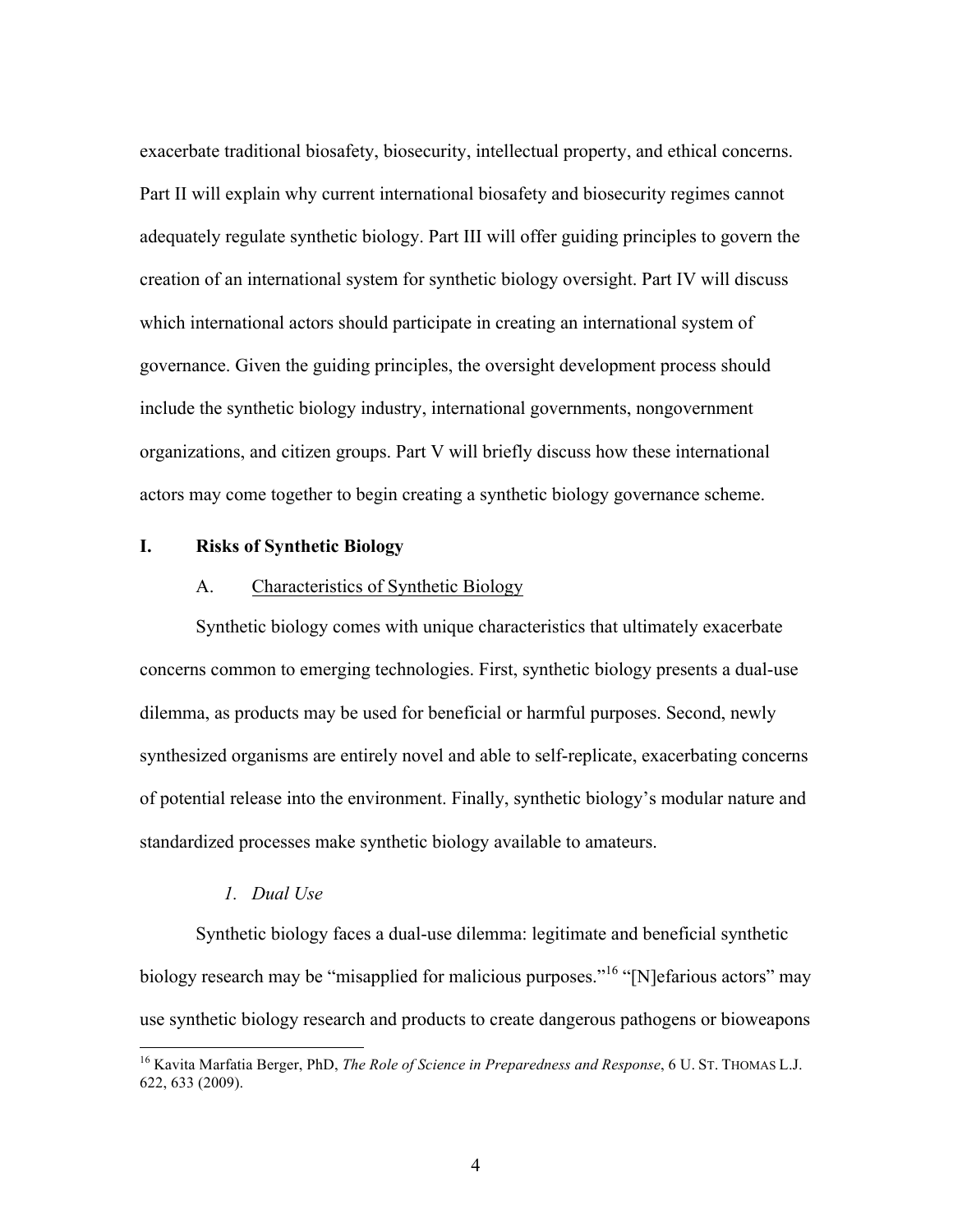exacerbate traditional biosafety, biosecurity, intellectual property, and ethical concerns. Part II will explain why current international biosafety and biosecurity regimes cannot adequately regulate synthetic biology. Part III will offer guiding principles to govern the creation of an international system for synthetic biology oversight. Part IV will discuss which international actors should participate in creating an international system of governance. Given the guiding principles, the oversight development process should include the synthetic biology industry, international governments, nongovernment organizations, and citizen groups. Part V will briefly discuss how these international actors may come together to begin creating a synthetic biology governance scheme.

## I. Risks of Synthetic Biology

### A. Characteristics of Synthetic Biology

Synthetic biology comes with unique characteristics that ultimately exacerbate concerns common to emerging technologies. First, synthetic biology presents a dual-use dilemma, as products may be used for beneficial or harmful purposes. Second, newly synthesized organisms are entirely novel and able to self-replicate, exacerbating concerns of potential release into the environment. Finally, synthetic biology's modular nature and standardized processes make synthetic biology available to amateurs.

#### *1. Dual Use*

Synthetic biology faces a dual-use dilemma: legitimate and beneficial synthetic biology research may be "misapplied for malicious purposes."[16] "[N]efarious actors" may use synthetic biology research and products to create dangerous pathogens or bioweapons

[16] Kavita Marfatia Berger, PhD, *The Role of Science in Preparedness and Response*, 6 U. ST. THOMAS L.J. 622, 633 (2009).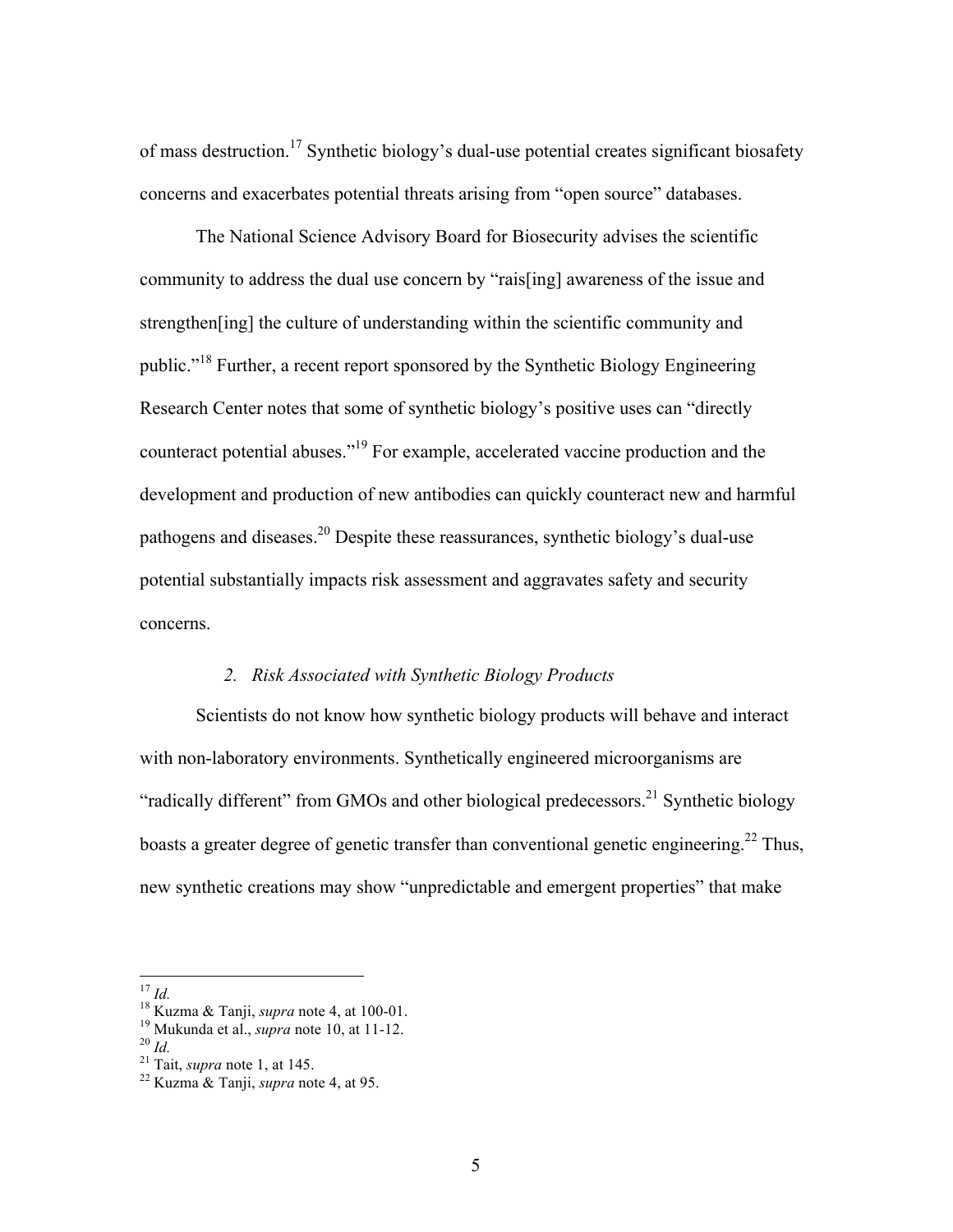of mass destruction.[17] Synthetic biology's dual-use potential creates significant biosafety concerns and exacerbates potential threats arising from "open source" databases.

The National Science Advisory Board for Biosecurity advises the scientific community to address the dual use concern by "rais[ing] awareness of the issue and strengthen[ing] the culture of understanding within the scientific community and public."[18] Further, a recent report sponsored by the Synthetic Biology Engineering Research Center notes that some of synthetic biology's positive uses can "directly counteract potential abuses."[19] For example, accelerated vaccine production and the development and production of new antibodies can quickly counteract new and harmful pathogens and diseases.[20] Despite these reassurances, synthetic biology's dual-use potential substantially impacts risk assessment and aggravates safety and security concerns.

### *2. Risk Associated with Synthetic Biology Products*

Scientists do not know how synthetic biology products will behave and interact with non-laboratory environments. Synthetically engineered microorganisms are "radically different" from GMOs and other biological predecessors.[21] Synthetic biology boasts a greater degree of genetic transfer than conventional genetic engineering.[22] Thus, new synthetic creations may show "unpredictable and emergent properties" that make

---

[17] *Id.*
[18] Kuzma & Tanji, *supra* note 4, at 100-01.
[19] Mukunda et al., *supra* note 10, at 11-12.
[20] *Id.*
[21] Tait, *supra* note 1, at 145.
[22] Kuzma & Tanji, *supra* note 4, at 95.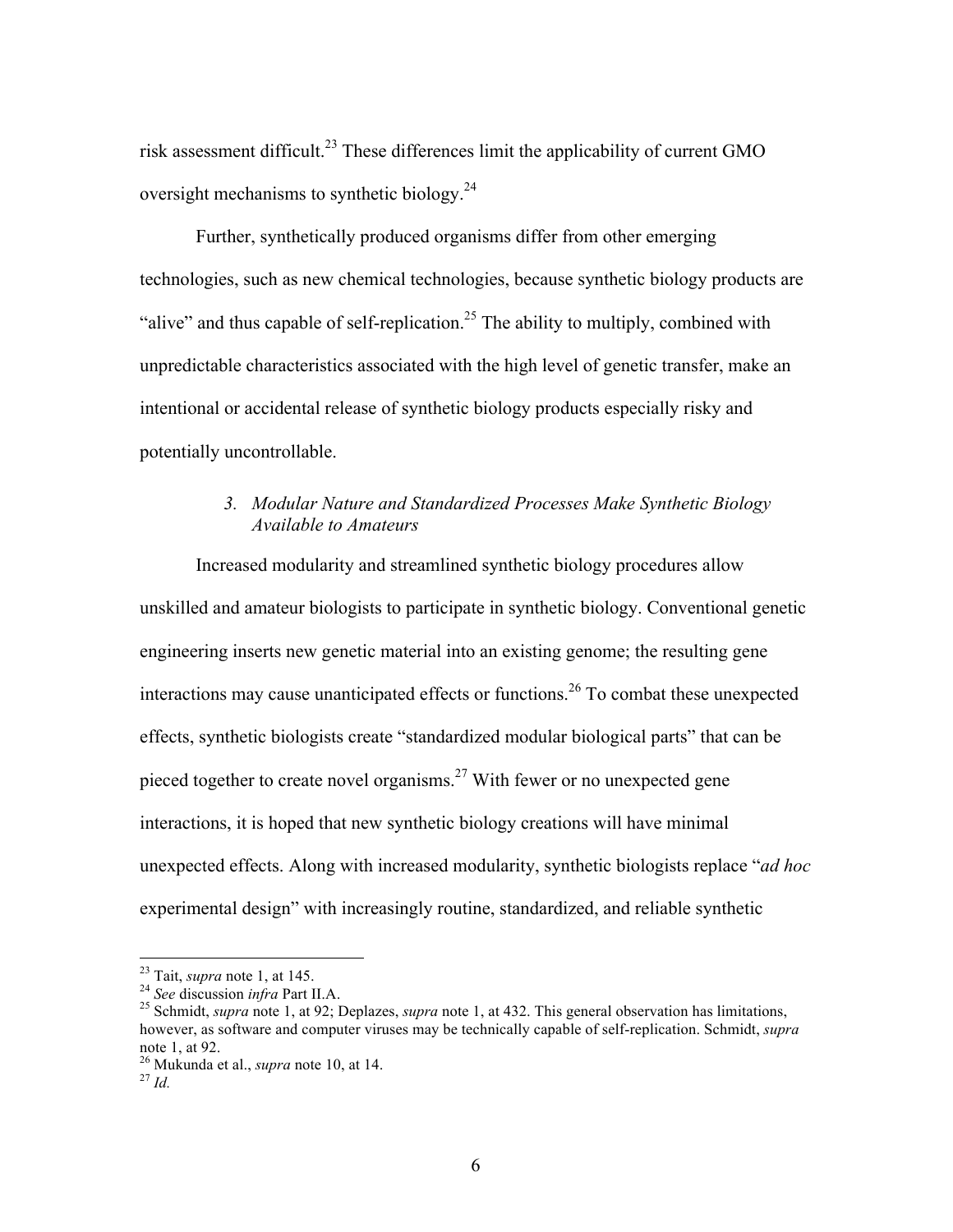risk assessment difficult.[23] These differences limit the applicability of current GMO oversight mechanisms to synthetic biology.[24]

Further, synthetically produced organisms differ from other emerging technologies, such as new chemical technologies, because synthetic biology products are "alive" and thus capable of self-replication.[25] The ability to multiply, combined with unpredictable characteristics associated with the high level of genetic transfer, make an intentional or accidental release of synthetic biology products especially risky and potentially uncontrollable.

### *3. Modular Nature and Standardized Processes Make Synthetic Biology Available to Amateurs*

Increased modularity and streamlined synthetic biology procedures allow unskilled and amateur biologists to participate in synthetic biology. Conventional genetic engineering inserts new genetic material into an existing genome; the resulting gene interactions may cause unanticipated effects or functions.[26] To combat these unexpected effects, synthetic biologists create "standardized modular biological parts" that can be pieced together to create novel organisms.[27] With fewer or no unexpected gene interactions, it is hoped that new synthetic biology creations will have minimal unexpected effects. Along with increased modularity, synthetic biologists replace "*ad hoc* experimental design" with increasingly routine, standardized, and reliable synthetic

---

[23] Tait, *supra* note 1, at 145.

[24] *See* discussion *infra* Part II.A.

[25] Schmidt, *supra* note 1, at 92; Deplazes, *supra* note 1, at 432. This general observation has limitations, however, as software and computer viruses may be technically capable of self-replication. Schmidt, *supra* note 1, at 92.

[26] Mukunda et al., *supra* note 10, at 14.

[27] *Id.*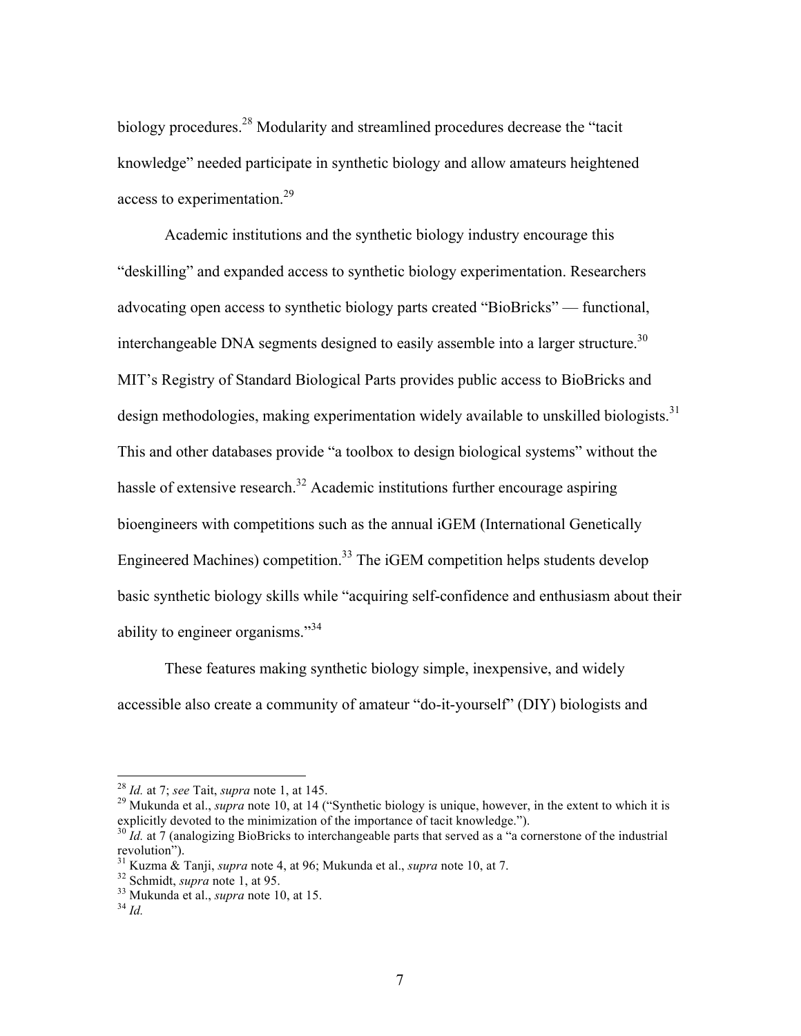biology procedures.[28] Modularity and streamlined procedures decrease the "tacit knowledge" needed participate in synthetic biology and allow amateurs heightened access to experimentation.[29]

Academic institutions and the synthetic biology industry encourage this "deskilling" and expanded access to synthetic biology experimentation. Researchers advocating open access to synthetic biology parts created "BioBricks" — functional, interchangeable DNA segments designed to easily assemble into a larger structure.[30] MIT's Registry of Standard Biological Parts provides public access to BioBricks and design methodologies, making experimentation widely available to unskilled biologists.[31] This and other databases provide "a toolbox to design biological systems" without the hassle of extensive research.[32] Academic institutions further encourage aspiring bioengineers with competitions such as the annual iGEM (International Genetically Engineered Machines) competition.[33] The iGEM competition helps students develop basic synthetic biology skills while "acquiring self-confidence and enthusiasm about their ability to engineer organisms."[34]

These features making synthetic biology simple, inexpensive, and widely accessible also create a community of amateur "do-it-yourself" (DIY) biologists and

---

[28] *Id.* at 7; *see* Tait, *supra* note 1, at 145.

[29] Mukunda et al., *supra* note 10, at 14 ("Synthetic biology is unique, however, in the extent to which it is explicitly devoted to the minimization of the importance of tacit knowledge.").

[30] *Id.* at 7 (analogizing BioBricks to interchangeable parts that served as a "a cornerstone of the industrial revolution").

[31] Kuzma & Tanji, *supra* note 4, at 96; Mukunda et al., *supra* note 10, at 7.

[32] Schmidt, *supra* note 1, at 95.

[33] Mukunda et al., *supra* note 10, at 15.

[34] *Id.*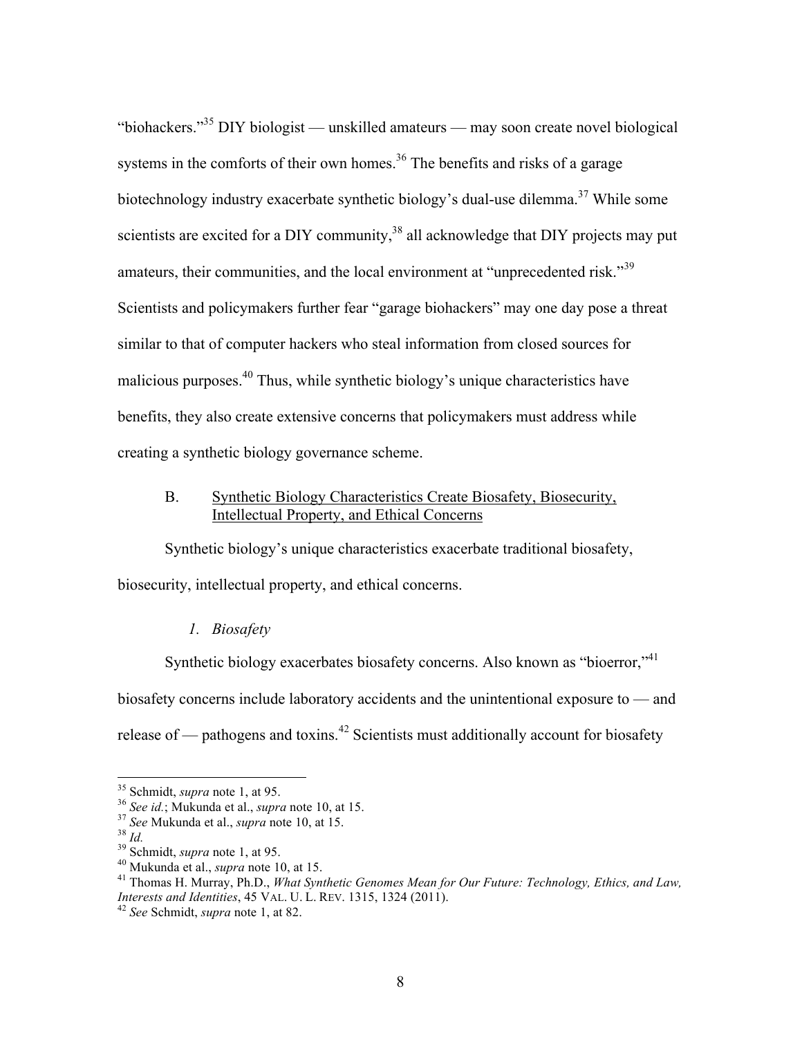"biohackers."[35] DIY biologist — unskilled amateurs — may soon create novel biological systems in the comforts of their own homes.[36] The benefits and risks of a garage biotechnology industry exacerbate synthetic biology's dual-use dilemma.[37] While some scientists are excited for a DIY community,[38] all acknowledge that DIY projects may put amateurs, their communities, and the local environment at "unprecedented risk."[39] Scientists and policymakers further fear "garage biohackers" may one day pose a threat similar to that of computer hackers who steal information from closed sources for malicious purposes.[40] Thus, while synthetic biology's unique characteristics have benefits, they also create extensive concerns that policymakers must address while creating a synthetic biology governance scheme.

### B. Synthetic Biology Characteristics Create Biosafety, Biosecurity, Intellectual Property, and Ethical Concerns

Synthetic biology's unique characteristics exacerbate traditional biosafety, biosecurity, intellectual property, and ethical concerns.

#### *1. Biosafety*

Synthetic biology exacerbates biosafety concerns. Also known as "bioerror,"[41] biosafety concerns include laboratory accidents and the unintentional exposure to — and release of — pathogens and toxins.[42] Scientists must additionally account for biosafety

---

[35] Schmidt, *supra* note 1, at 95.

[36] *See id.*; Mukunda et al., *supra* note 10, at 15.

[37] *See* Mukunda et al., *supra* note 10, at 15.

[38] *Id.*

[39] Schmidt, *supra* note 1, at 95.

[40] Mukunda et al., *supra* note 10, at 15.

[41] Thomas H. Murray, Ph.D., *What Synthetic Genomes Mean for Our Future: Technology, Ethics, and Law, Interests and Identities*, 45 VAL. U. L. REV. 1315, 1324 (2011).

[42] *See* Schmidt, *supra* note 1, at 82.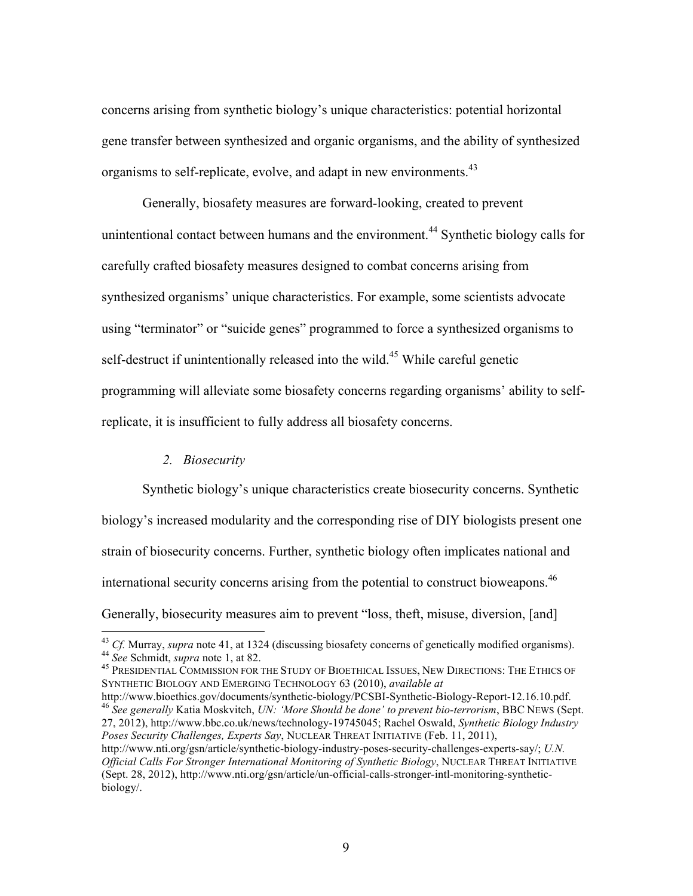concerns arising from synthetic biology's unique characteristics: potential horizontal gene transfer between synthesized and organic organisms, and the ability of synthesized organisms to self-replicate, evolve, and adapt in new environments.[43]

Generally, biosafety measures are forward-looking, created to prevent unintentional contact between humans and the environment.[44] Synthetic biology calls for carefully crafted biosafety measures designed to combat concerns arising from synthesized organisms' unique characteristics. For example, some scientists advocate using "terminator" or "suicide genes" programmed to force a synthesized organisms to self-destruct if unintentionally released into the wild.[45] While careful genetic programming will alleviate some biosafety concerns regarding organisms' ability to self-replicate, it is insufficient to fully address all biosafety concerns.

### *2. Biosecurity*

Synthetic biology's unique characteristics create biosecurity concerns. Synthetic biology's increased modularity and the corresponding rise of DIY biologists present one strain of biosecurity concerns. Further, synthetic biology often implicates national and international security concerns arising from the potential to construct bioweapons.[46] Generally, biosecurity measures aim to prevent "loss, theft, misuse, diversion, [and]

---

[43] *Cf.* Murray, *supra* note 41, at 1324 (discussing biosafety concerns of genetically modified organisms).

[44] *See* Schmidt, *supra* note 1, at 82.

[45] PRESIDENTIAL COMMISSION FOR THE STUDY OF BIOETHICAL ISSUES, NEW DIRECTIONS: THE ETHICS OF SYNTHETIC BIOLOGY AND EMERGING TECHNOLOGY 63 (2010), *available at* http://www.bioethics.gov/documents/synthetic-biology/PCSBI-Synthetic-Biology-Report-12.16.10.pdf.

[46] *See generally* Katia Moskvitch, *UN: 'More Should be done' to prevent bio-terrorism*, BBC NEWS (Sept. 27, 2012), http://www.bbc.co.uk/news/technology-19745045; Rachel Oswald, *Synthetic Biology Industry Poses Security Challenges, Experts Say*, NUCLEAR THREAT INITIATIVE (Feb. 11, 2011), http://www.nti.org/gsn/article/synthetic-biology-industry-poses-security-challenges-experts-say/; *U.N. Official Calls For Stronger International Monitoring of Synthetic Biology*, NUCLEAR THREAT INITIATIVE (Sept. 28, 2012), http://www.nti.org/gsn/article/un-official-calls-stronger-intl-monitoring-synthetic-biology/.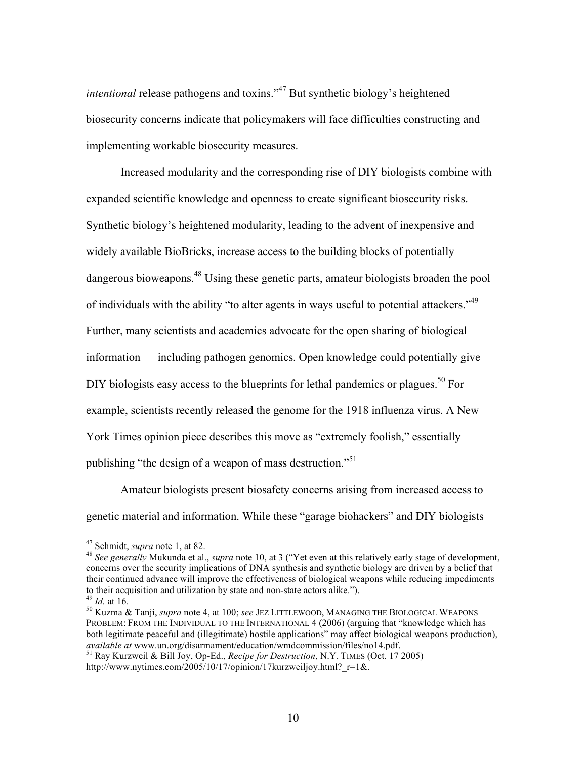*intentional* release pathogens and toxins."[47] But synthetic biology's heightened biosecurity concerns indicate that policymakers will face difficulties constructing and implementing workable biosecurity measures.

Increased modularity and the corresponding rise of DIY biologists combine with expanded scientific knowledge and openness to create significant biosecurity risks. Synthetic biology's heightened modularity, leading to the advent of inexpensive and widely available BioBricks, increase access to the building blocks of potentially dangerous bioweapons.[48] Using these genetic parts, amateur biologists broaden the pool of individuals with the ability "to alter agents in ways useful to potential attackers."[49] Further, many scientists and academics advocate for the open sharing of biological information — including pathogen genomics. Open knowledge could potentially give DIY biologists easy access to the blueprints for lethal pandemics or plagues.[50] For example, scientists recently released the genome for the 1918 influenza virus. A New York Times opinion piece describes this move as "extremely foolish," essentially publishing "the design of a weapon of mass destruction."[51]

Amateur biologists present biosafety concerns arising from increased access to genetic material and information. While these "garage biohackers" and DIY biologists

---

[47] Schmidt, *supra* note 1, at 82.

[48] *See generally* Mukunda et al., *supra* note 10, at 3 ("Yet even at this relatively early stage of development, concerns over the security implications of DNA synthesis and synthetic biology are driven by a belief that their continued advance will improve the effectiveness of biological weapons while reducing impediments to their acquisition and utilization by state and non-state actors alike.").

[49] *Id.* at 16.

[50] Kuzma & Tanji, *supra* note 4, at 100; *see* JEZ LITTLEWOOD, MANAGING THE BIOLOGICAL WEAPONS PROBLEM: FROM THE INDIVIDUAL TO THE INTERNATIONAL 4 (2006) (arguing that "knowledge which has both legitimate peaceful and (illegitimate) hostile applications" may affect biological weapons production), *available at* www.un.org/disarmament/education/wmdcommission/files/no14.pdf.

[51] Ray Kurzweil & Bill Joy, Op-Ed., *Recipe for Destruction*, N.Y. TIMES (Oct. 17 2005) http://www.nytimes.com/2005/10/17/opinion/17kurzweiljoy.html?_r=1&.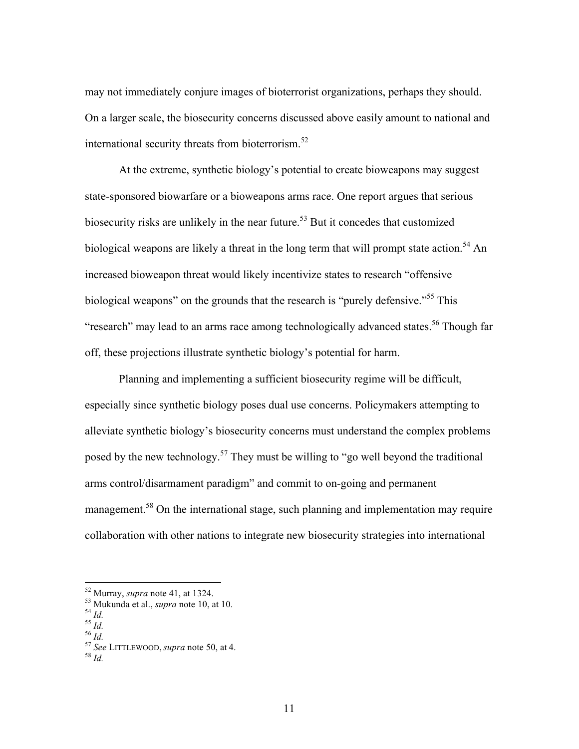may not immediately conjure images of bioterrorist organizations, perhaps they should. On a larger scale, the biosecurity concerns discussed above easily amount to national and international security threats from bioterrorism.[52]

At the extreme, synthetic biology's potential to create bioweapons may suggest state-sponsored biowarfare or a bioweapons arms race. One report argues that serious biosecurity risks are unlikely in the near future.[53] But it concedes that customized biological weapons are likely a threat in the long term that will prompt state action.[54] An increased bioweapon threat would likely incentivize states to research "offensive biological weapons" on the grounds that the research is "purely defensive."[55] This "research" may lead to an arms race among technologically advanced states.[56] Though far off, these projections illustrate synthetic biology's potential for harm.

Planning and implementing a sufficient biosecurity regime will be difficult, especially since synthetic biology poses dual use concerns. Policymakers attempting to alleviate synthetic biology's biosecurity concerns must understand the complex problems posed by the new technology.[57] They must be willing to "go well beyond the traditional arms control/disarmament paradigm" and commit to on-going and permanent management.[58] On the international stage, such planning and implementation may require collaboration with other nations to integrate new biosecurity strategies into international

---

[52] Murray, *supra* note 41, at 1324.
[53] Mukunda et al., *supra* note 10, at 10.
[54] *Id.*
[55] *Id.*
[56] *Id.*
[57] *See* LITTLEWOOD, *supra* note 50, at 4.
[58] *Id.*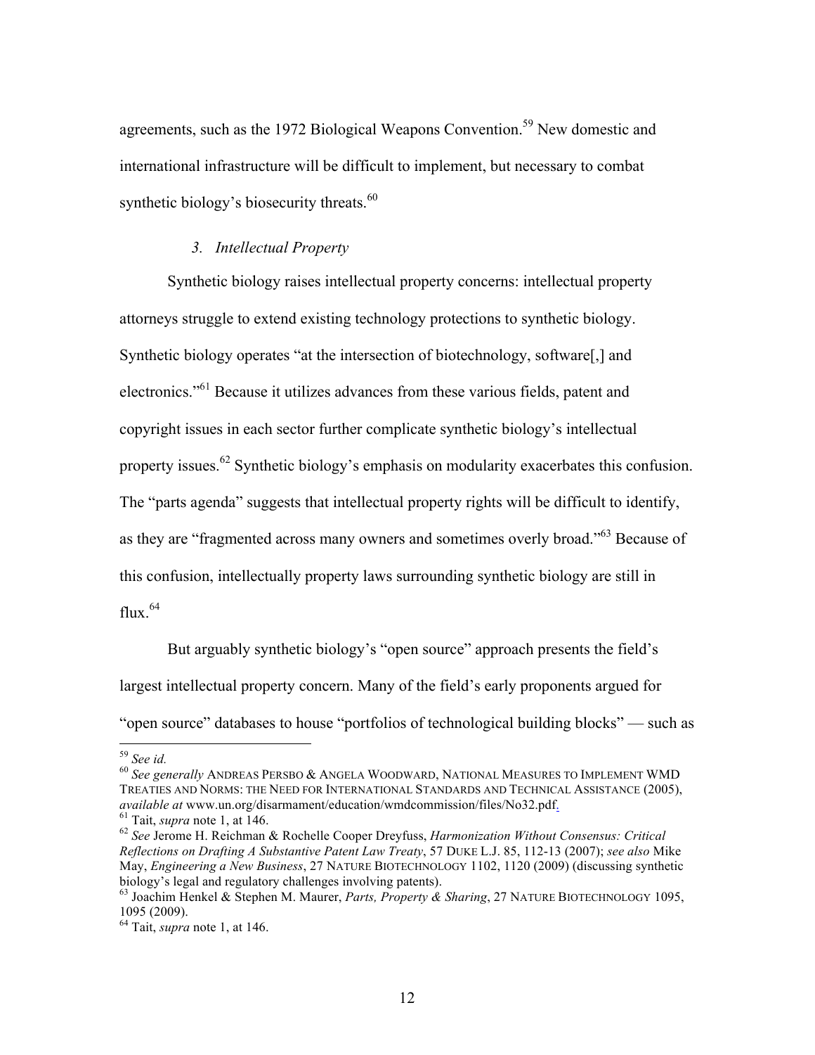agreements, such as the 1972 Biological Weapons Convention.[59] New domestic and international infrastructure will be difficult to implement, but necessary to combat synthetic biology's biosecurity threats.[60]

### *3. Intellectual Property*

Synthetic biology raises intellectual property concerns: intellectual property attorneys struggle to extend existing technology protections to synthetic biology. Synthetic biology operates "at the intersection of biotechnology, software[,] and electronics."[61] Because it utilizes advances from these various fields, patent and copyright issues in each sector further complicate synthetic biology's intellectual property issues.[62] Synthetic biology's emphasis on modularity exacerbates this confusion. The "parts agenda" suggests that intellectual property rights will be difficult to identify, as they are "fragmented across many owners and sometimes overly broad."[63] Because of this confusion, intellectually property laws surrounding synthetic biology are still in flux.[64]

But arguably synthetic biology's "open source" approach presents the field's largest intellectual property concern. Many of the field's early proponents argued for "open source" databases to house "portfolios of technological building blocks" — such as

---

[59] *See id.*

[60] *See generally* ANDREAS PERSBO & ANGELA WOODWARD, NATIONAL MEASURES TO IMPLEMENT WMD TREATIES AND NORMS: THE NEED FOR INTERNATIONAL STANDARDS AND TECHNICAL ASSISTANCE (2005), *available at* www.un.org/disarmament/education/wmdcommission/files/No32.pdf.

[61] Tait, *supra* note 1, at 146.

[62] *See* Jerome H. Reichman & Rochelle Cooper Dreyfuss, *Harmonization Without Consensus: Critical Reflections on Drafting A Substantive Patent Law Treaty*, 57 DUKE L.J. 85, 112-13 (2007); *see also* Mike May, *Engineering a New Business*, 27 NATURE BIOTECHNOLOGY 1102, 1120 (2009) (discussing synthetic biology's legal and regulatory challenges involving patents).

[63] Joachim Henkel & Stephen M. Maurer, *Parts, Property & Sharing*, 27 NATURE BIOTECHNOLOGY 1095, 1095 (2009).

[64] Tait, *supra* note 1, at 146.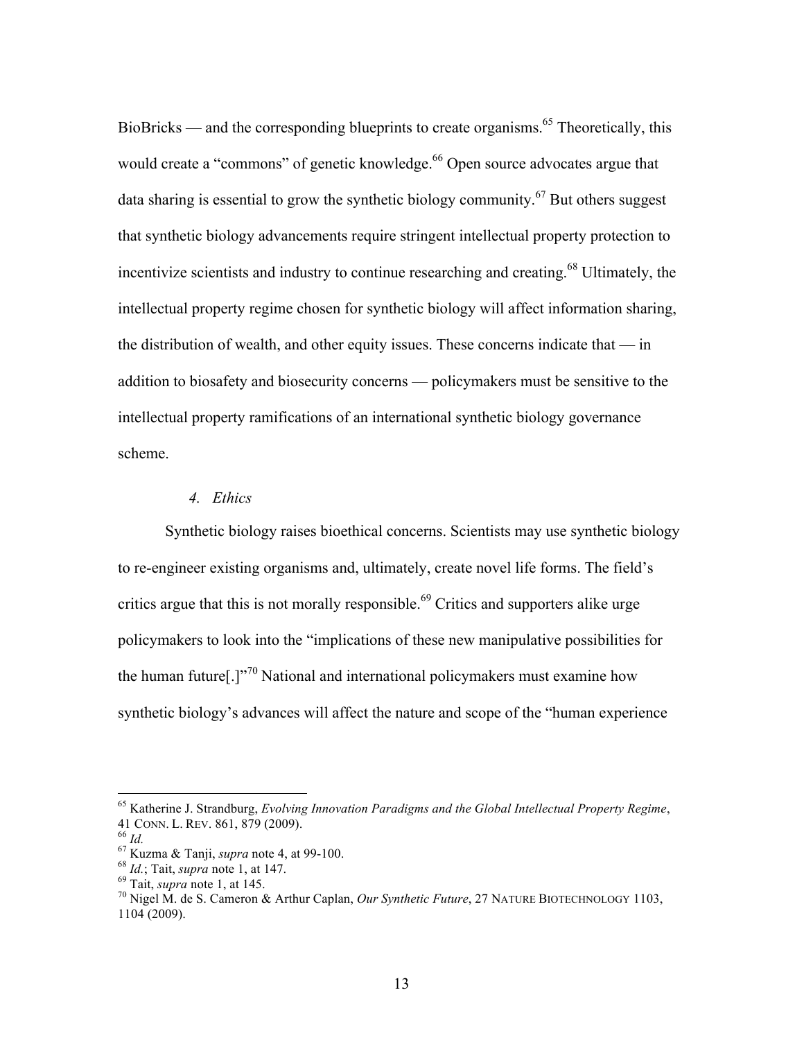BioBricks — and the corresponding blueprints to create organisms.[65] Theoretically, this would create a "commons" of genetic knowledge.[66] Open source advocates argue that data sharing is essential to grow the synthetic biology community.[67] But others suggest that synthetic biology advancements require stringent intellectual property protection to incentivize scientists and industry to continue researching and creating.[68] Ultimately, the intellectual property regime chosen for synthetic biology will affect information sharing, the distribution of wealth, and other equity issues. These concerns indicate that — in addition to biosafety and biosecurity concerns — policymakers must be sensitive to the intellectual property ramifications of an international synthetic biology governance scheme.

#### *4. Ethics*

Synthetic biology raises bioethical concerns. Scientists may use synthetic biology to re-engineer existing organisms and, ultimately, create novel life forms. The field's critics argue that this is not morally responsible.[69] Critics and supporters alike urge policymakers to look into the "implications of these new manipulative possibilities for the human future[.]"[70] National and international policymakers must examine how synthetic biology's advances will affect the nature and scope of the "human experience

---

[65] Katherine J. Strandburg, *Evolving Innovation Paradigms and the Global Intellectual Property Regime*, 41 CONN. L. REV. 861, 879 (2009).

[66] *Id.*

[67] Kuzma & Tanji, *supra* note 4, at 99-100.

[68] *Id.*; Tait, *supra* note 1, at 147.

[69] Tait, *supra* note 1, at 145.

[70] Nigel M. de S. Cameron & Arthur Caplan, *Our Synthetic Future*, 27 NATURE BIOTECHNOLOGY 1103, 1104 (2009).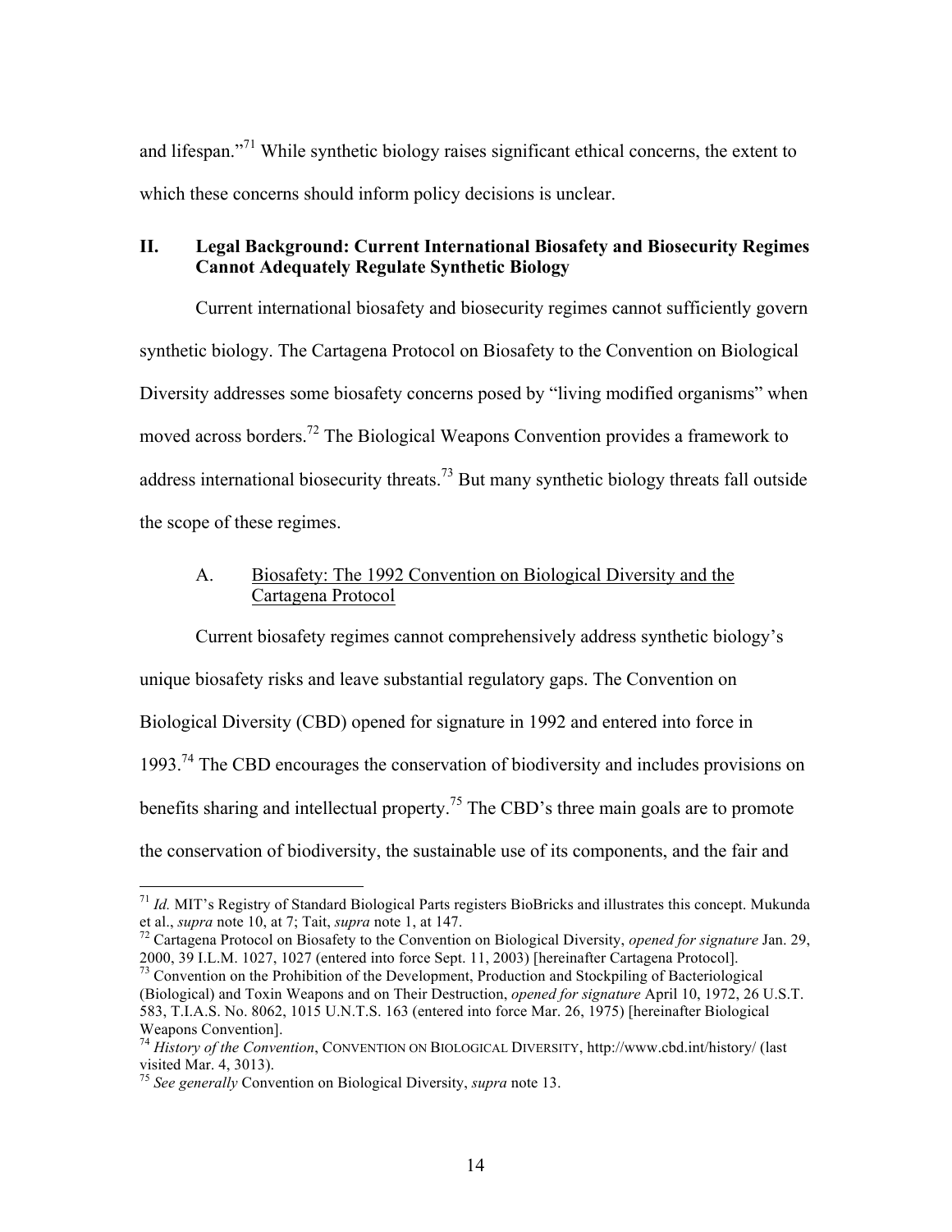and lifespan."[71] While synthetic biology raises significant ethical concerns, the extent to which these concerns should inform policy decisions is unclear.

## II. Legal Background: Current International Biosafety and Biosecurity Regimes Cannot Adequately Regulate Synthetic Biology

Current international biosafety and biosecurity regimes cannot sufficiently govern synthetic biology. The Cartagena Protocol on Biosafety to the Convention on Biological Diversity addresses some biosafety concerns posed by "living modified organisms" when moved across borders.[72] The Biological Weapons Convention provides a framework to address international biosecurity threats.[73] But many synthetic biology threats fall outside the scope of these regimes.

### A. Biosafety: The 1992 Convention on Biological Diversity and the Cartagena Protocol

Current biosafety regimes cannot comprehensively address synthetic biology's unique biosafety risks and leave substantial regulatory gaps. The Convention on Biological Diversity (CBD) opened for signature in 1992 and entered into force in 1993.[74] The CBD encourages the conservation of biodiversity and includes provisions on benefits sharing and intellectual property.[75] The CBD's three main goals are to promote the conservation of biodiversity, the sustainable use of its components, and the fair and

---

[71] *Id.* MIT's Registry of Standard Biological Parts registers BioBricks and illustrates this concept. Mukunda et al., *supra* note 10, at 7; Tait, *supra* note 1, at 147.

[72] Cartagena Protocol on Biosafety to the Convention on Biological Diversity, *opened for signature* Jan. 29, 2000, 39 I.L.M. 1027, 1027 (entered into force Sept. 11, 2003) [hereinafter Cartagena Protocol].

[73] Convention on the Prohibition of the Development, Production and Stockpiling of Bacteriological (Biological) and Toxin Weapons and on Their Destruction, *opened for signature* April 10, 1972, 26 U.S.T. 583, T.I.A.S. No. 8062, 1015 U.N.T.S. 163 (entered into force Mar. 26, 1975) [hereinafter Biological Weapons Convention].

[74] *History of the Convention*, CONVENTION ON BIOLOGICAL DIVERSITY, http://www.cbd.int/history/ (last visited Mar. 4, 3013).

[75] *See generally* Convention on Biological Diversity, *supra* note 13.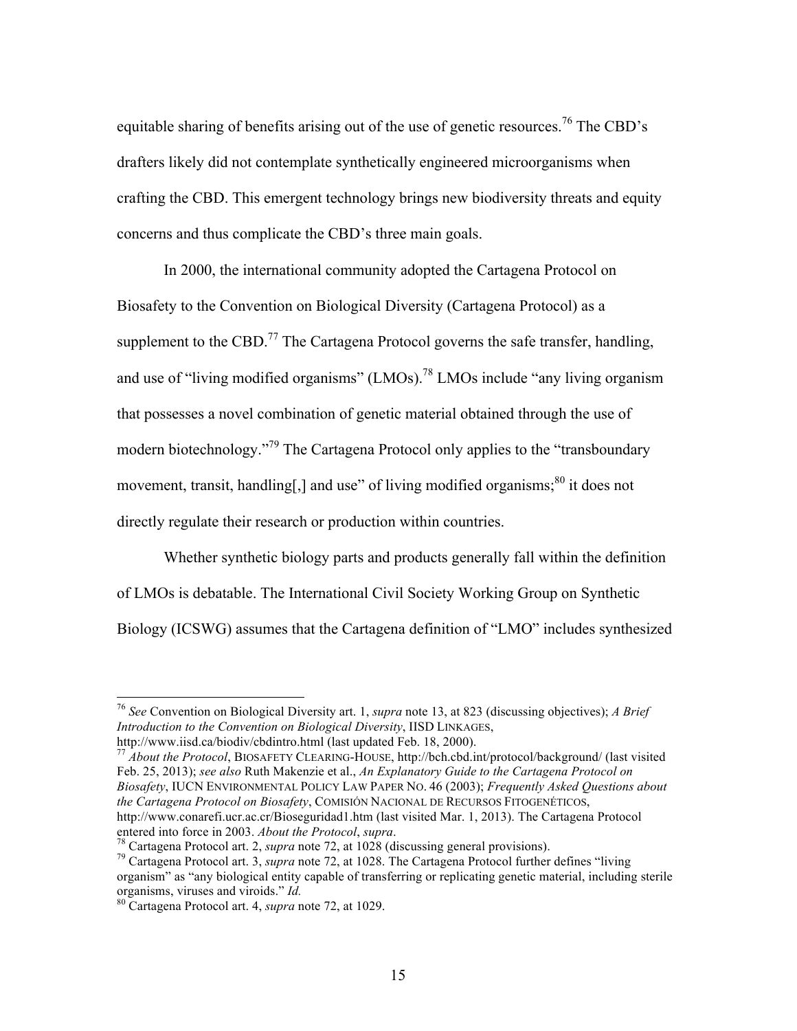equitable sharing of benefits arising out of the use of genetic resources.[76] The CBD's drafters likely did not contemplate synthetically engineered microorganisms when crafting the CBD. This emergent technology brings new biodiversity threats and equity concerns and thus complicate the CBD's three main goals.

In 2000, the international community adopted the Cartagena Protocol on Biosafety to the Convention on Biological Diversity (Cartagena Protocol) as a supplement to the CBD.[77] The Cartagena Protocol governs the safe transfer, handling, and use of "living modified organisms" (LMOs).[78] LMOs include "any living organism that possesses a novel combination of genetic material obtained through the use of modern biotechnology."[79] The Cartagena Protocol only applies to the "transboundary movement, transit, handling[,] and use" of living modified organisms;[80] it does not directly regulate their research or production within countries.

Whether synthetic biology parts and products generally fall within the definition of LMOs is debatable. The International Civil Society Working Group on Synthetic Biology (ICSWG) assumes that the Cartagena definition of "LMO" includes synthesized

---

[76] *See* Convention on Biological Diversity art. 1, *supra* note 13, at 823 (discussing objectives); *A Brief Introduction to the Convention on Biological Diversity*, IISD LINKAGES, http://www.iisd.ca/biodiv/cbdintro.html (last updated Feb. 18, 2000).

[77] *About the Protocol*, BIOSAFETY CLEARING-HOUSE, http://bch.cbd.int/protocol/background/ (last visited Feb. 25, 2013); *see also* Ruth Makenzie et al., *An Explanatory Guide to the Cartagena Protocol on Biosafety*, IUCN ENVIRONMENTAL POLICY LAW PAPER NO. 46 (2003); *Frequently Asked Questions about the Cartagena Protocol on Biosafety*, COMISIÓN NACIONAL DE RECURSOS FITOGENÉTICOS, http://www.conarefi.ucr.ac.cr/Bioseguridad1.htm (last visited Mar. 1, 2013). The Cartagena Protocol entered into force in 2003. *About the Protocol*, *supra*.

[78] Cartagena Protocol art. 2, *supra* note 72, at 1028 (discussing general provisions).

[79] Cartagena Protocol art. 3, *supra* note 72, at 1028. The Cartagena Protocol further defines "living organism" as "any biological entity capable of transferring or replicating genetic material, including sterile organisms, viruses and viroids." *Id.*

[80] Cartagena Protocol art. 4, *supra* note 72, at 1029.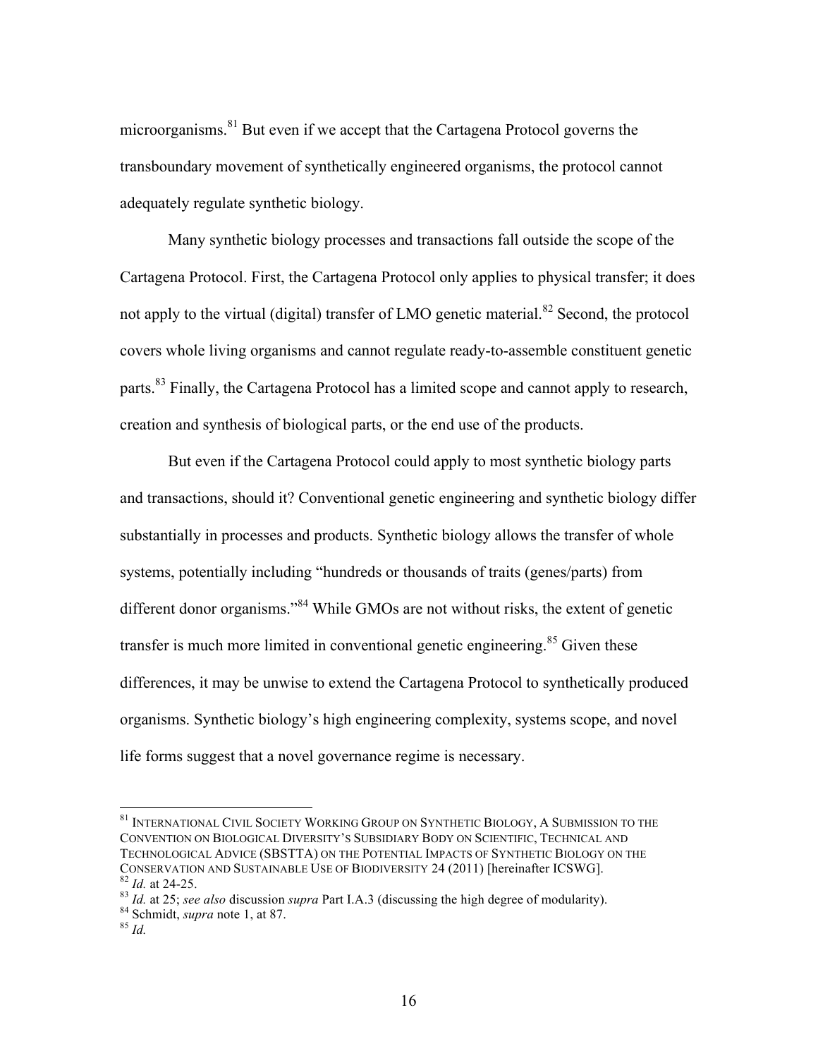microorganisms.[81] But even if we accept that the Cartagena Protocol governs the transboundary movement of synthetically engineered organisms, the protocol cannot adequately regulate synthetic biology.

Many synthetic biology processes and transactions fall outside the scope of the Cartagena Protocol. First, the Cartagena Protocol only applies to physical transfer; it does not apply to the virtual (digital) transfer of LMO genetic material.[82] Second, the protocol covers whole living organisms and cannot regulate ready-to-assemble constituent genetic parts.[83] Finally, the Cartagena Protocol has a limited scope and cannot apply to research, creation and synthesis of biological parts, or the end use of the products.

But even if the Cartagena Protocol could apply to most synthetic biology parts and transactions, should it? Conventional genetic engineering and synthetic biology differ substantially in processes and products. Synthetic biology allows the transfer of whole systems, potentially including "hundreds or thousands of traits (genes/parts) from different donor organisms."[84] While GMOs are not without risks, the extent of genetic transfer is much more limited in conventional genetic engineering.[85] Given these differences, it may be unwise to extend the Cartagena Protocol to synthetically produced organisms. Synthetic biology's high engineering complexity, systems scope, and novel life forms suggest that a novel governance regime is necessary.

---

[81] INTERNATIONAL CIVIL SOCIETY WORKING GROUP ON SYNTHETIC BIOLOGY, A SUBMISSION TO THE CONVENTION ON BIOLOGICAL DIVERSITY'S SUBSIDIARY BODY ON SCIENTIFIC, TECHNICAL AND TECHNOLOGICAL ADVICE (SBSTTA) ON THE POTENTIAL IMPACTS OF SYNTHETIC BIOLOGY ON THE CONSERVATION AND SUSTAINABLE USE OF BIODIVERSITY 24 (2011) [hereinafter ICSWG].

[82] *Id.* at 24-25.

[83] *Id.* at 25; *see also* discussion *supra* Part I.A.3 (discussing the high degree of modularity).

[84] Schmidt, *supra* note 1, at 87.

[85] *Id.*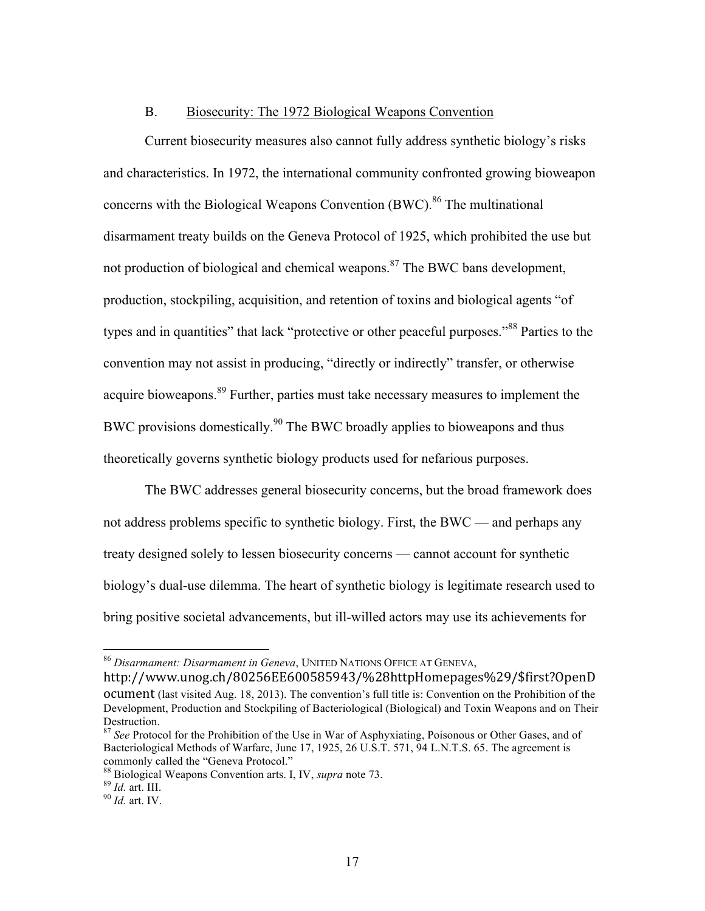### B. Biosecurity: The 1972 Biological Weapons Convention

Current biosecurity measures also cannot fully address synthetic biology's risks and characteristics. In 1972, the international community confronted growing bioweapon concerns with the Biological Weapons Convention (BWC).[86] The multinational disarmament treaty builds on the Geneva Protocol of 1925, which prohibited the use but not production of biological and chemical weapons.[87] The BWC bans development, production, stockpiling, acquisition, and retention of toxins and biological agents "of types and in quantities" that lack "protective or other peaceful purposes."[88] Parties to the convention may not assist in producing, "directly or indirectly" transfer, or otherwise acquire bioweapons.[89] Further, parties must take necessary measures to implement the BWC provisions domestically.[90] The BWC broadly applies to bioweapons and thus theoretically governs synthetic biology products used for nefarious purposes.

The BWC addresses general biosecurity concerns, but the broad framework does not address problems specific to synthetic biology. First, the BWC — and perhaps any treaty designed solely to lessen biosecurity concerns — cannot account for synthetic biology's dual-use dilemma. The heart of synthetic biology is legitimate research used to bring positive societal advancements, but ill-willed actors may use its achievements for

---

[86] *Disarmament: Disarmament in Geneva*, UNITED NATIONS OFFICE AT GENEVA, http://www.unog.ch/80256EE600585943/%28httpHomepages%29/$first?OpenDocument (last visited Aug. 18, 2013). The convention's full title is: Convention on the Prohibition of the Development, Production and Stockpiling of Bacteriological (Biological) and Toxin Weapons and on Their Destruction.

[87] *See* Protocol for the Prohibition of the Use in War of Asphyxiating, Poisonous or Other Gases, and of Bacteriological Methods of Warfare, June 17, 1925, 26 U.S.T. 571, 94 L.N.T.S. 65. The agreement is commonly called the "Geneva Protocol."

[88] Biological Weapons Convention arts. I, IV, *supra* note 73.

[89] *Id.* art. III.

[90] *Id.* art. IV.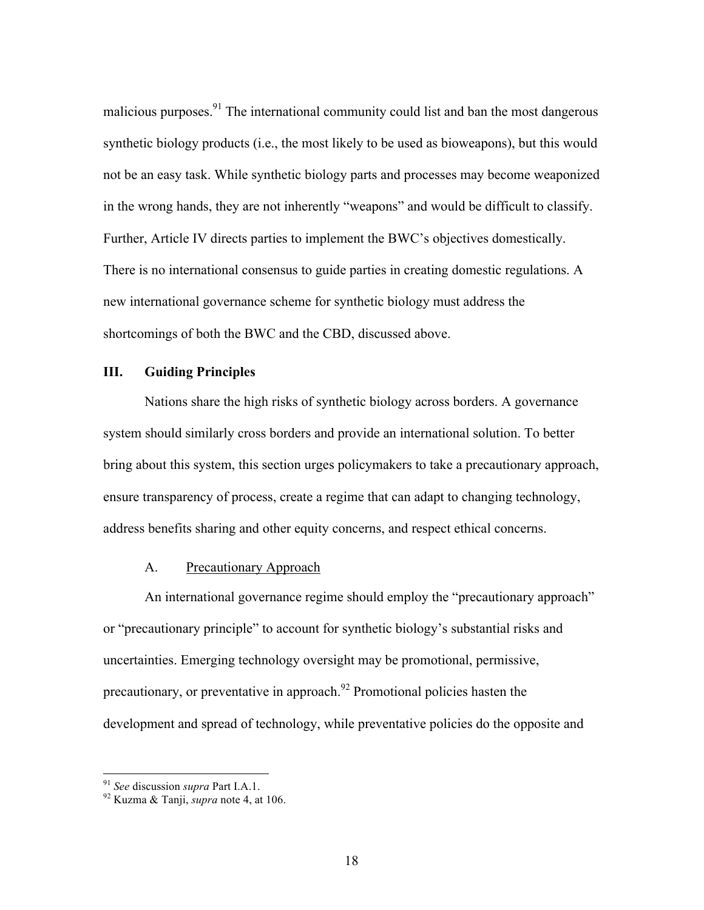malicious purposes.[91] The international community could list and ban the most dangerous synthetic biology products (i.e., the most likely to be used as bioweapons), but this would not be an easy task. While synthetic biology parts and processes may become weaponized in the wrong hands, they are not inherently "weapons" and would be difficult to classify. Further, Article IV directs parties to implement the BWC's objectives domestically. There is no international consensus to guide parties in creating domestic regulations. A new international governance scheme for synthetic biology must address the shortcomings of both the BWC and the CBD, discussed above.

## III. Guiding Principles

Nations share the high risks of synthetic biology across borders. A governance system should similarly cross borders and provide an international solution. To better bring about this system, this section urges policymakers to take a precautionary approach, ensure transparency of process, create a regime that can adapt to changing technology, address benefits sharing and other equity concerns, and respect ethical concerns.

### A. Precautionary Approach

An international governance regime should employ the "precautionary approach" or "precautionary principle" to account for synthetic biology's substantial risks and uncertainties. Emerging technology oversight may be promotional, permissive, precautionary, or preventative in approach.[92] Promotional policies hasten the development and spread of technology, while preventative policies do the opposite and

---

[91] *See* discussion *supra* Part I.A.1.

[92] Kuzma & Tanji, *supra* note 4, at 106.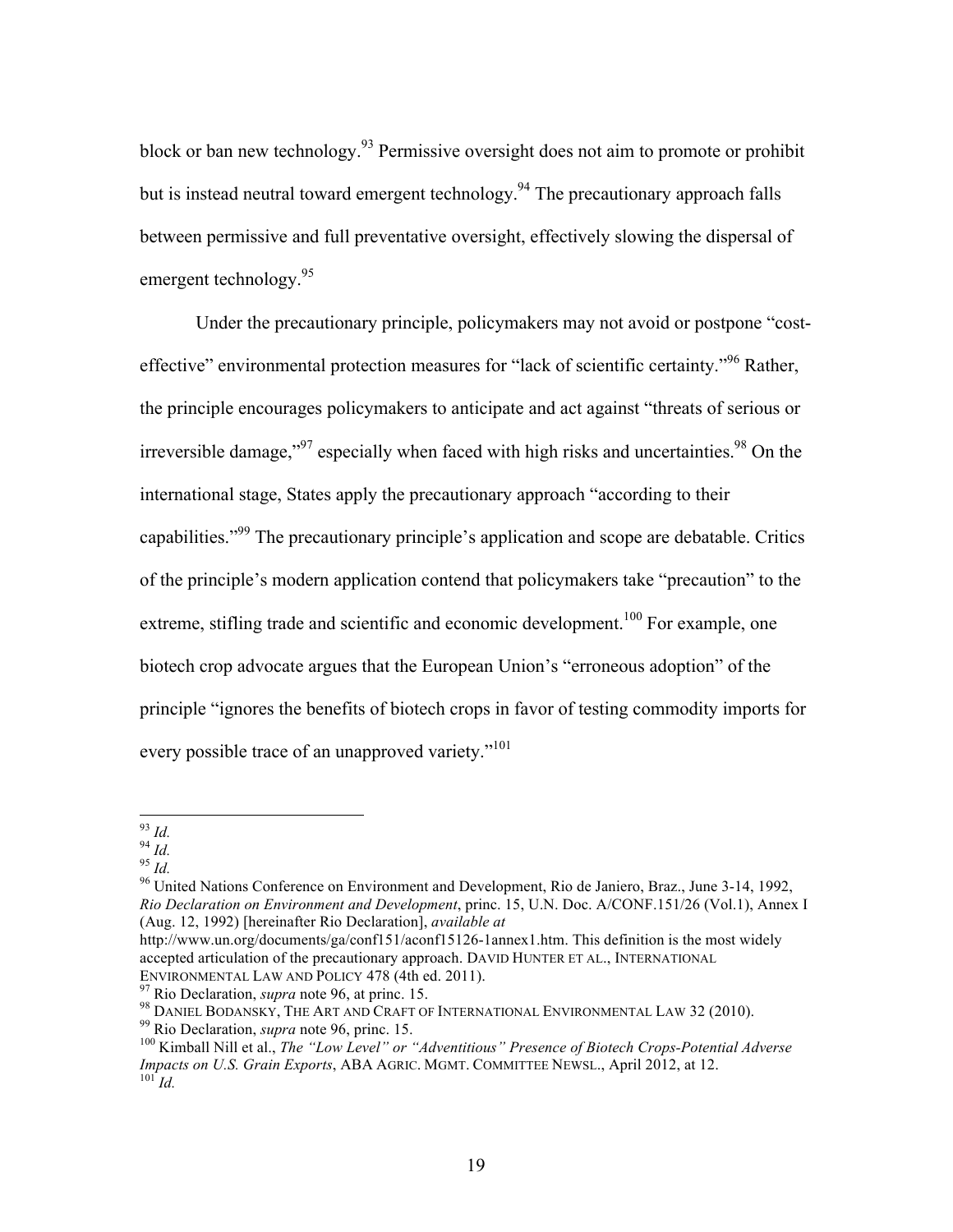block or ban new technology.[93] Permissive oversight does not aim to promote or prohibit but is instead neutral toward emergent technology.[94] The precautionary approach falls between permissive and full preventative oversight, effectively slowing the dispersal of emergent technology.[95]

Under the precautionary principle, policymakers may not avoid or postpone "cost-effective" environmental protection measures for "lack of scientific certainty."[96] Rather, the principle encourages policymakers to anticipate and act against "threats of serious or irreversible damage,"[97] especially when faced with high risks and uncertainties.[98] On the international stage, States apply the precautionary approach "according to their capabilities."[99] The precautionary principle's application and scope are debatable. Critics of the principle's modern application contend that policymakers take "precaution" to the extreme, stifling trade and scientific and economic development.[100] For example, one biotech crop advocate argues that the European Union's "erroneous adoption" of the principle "ignores the benefits of biotech crops in favor of testing commodity imports for every possible trace of an unapproved variety."[101]

---

[93] *Id.*
[94] *Id.*
[95] *Id.*
[96] United Nations Conference on Environment and Development, Rio de Janiero, Braz., June 3-14, 1992, *Rio Declaration on Environment and Development*, princ. 15, U.N. Doc. A/CONF.151/26 (Vol.1), Annex I (Aug. 12, 1992) [hereinafter Rio Declaration], *available at* http://www.un.org/documents/ga/conf151/aconf15126-1annex1.htm. This definition is the most widely accepted articulation of the precautionary approach. DAVID HUNTER ET AL., INTERNATIONAL ENVIRONMENTAL LAW AND POLICY 478 (4th ed. 2011).
[97] Rio Declaration, *supra* note 96, at princ. 15.
[98] DANIEL BODANSKY, THE ART AND CRAFT OF INTERNATIONAL ENVIRONMENTAL LAW 32 (2010).
[99] Rio Declaration, *supra* note 96, princ. 15.
[100] Kimball Nill et al., *The "Low Level" or "Adventitious" Presence of Biotech Crops-Potential Adverse Impacts on U.S. Grain Exports*, ABA AGRIC. MGMT. COMMITTEE NEWSL., April 2012, at 12.
[101] *Id.*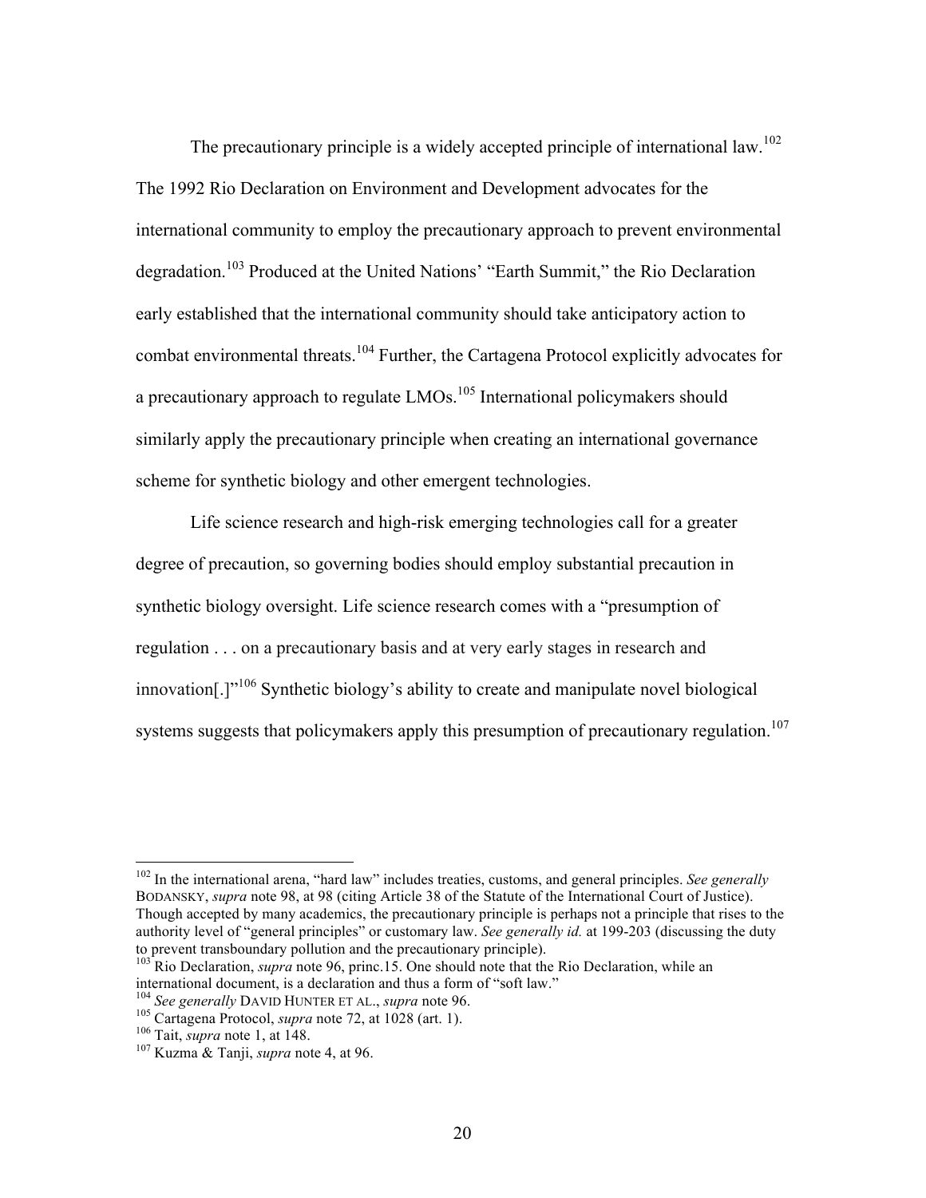The precautionary principle is a widely accepted principle of international law.[102] The 1992 Rio Declaration on Environment and Development advocates for the international community to employ the precautionary approach to prevent environmental degradation.[103] Produced at the United Nations' "Earth Summit," the Rio Declaration early established that the international community should take anticipatory action to combat environmental threats.[104] Further, the Cartagena Protocol explicitly advocates for a precautionary approach to regulate LMOs.[105] International policymakers should similarly apply the precautionary principle when creating an international governance scheme for synthetic biology and other emergent technologies.

Life science research and high-risk emerging technologies call for a greater degree of precaution, so governing bodies should employ substantial precaution in synthetic biology oversight. Life science research comes with a "presumption of regulation . . . on a precautionary basis and at very early stages in research and innovation[.]"[106] Synthetic biology's ability to create and manipulate novel biological systems suggests that policymakers apply this presumption of precautionary regulation.[107]

---

[102] In the international arena, "hard law" includes treaties, customs, and general principles. *See generally* BODANSKY, *supra* note 98, at 98 (citing Article 38 of the Statute of the International Court of Justice). Though accepted by many academics, the precautionary principle is perhaps not a principle that rises to the authority level of "general principles" or customary law. *See generally id.* at 199-203 (discussing the duty to prevent transboundary pollution and the precautionary principle).

[103] Rio Declaration, *supra* note 96, princ.15. One should note that the Rio Declaration, while an international document, is a declaration and thus a form of "soft law."

[104] *See generally* DAVID HUNTER ET AL., *supra* note 96.

[105] Cartagena Protocol, *supra* note 72, at 1028 (art. 1).

[106] Tait, *supra* note 1, at 148.

[107] Kuzma & Tanji, *supra* note 4, at 96.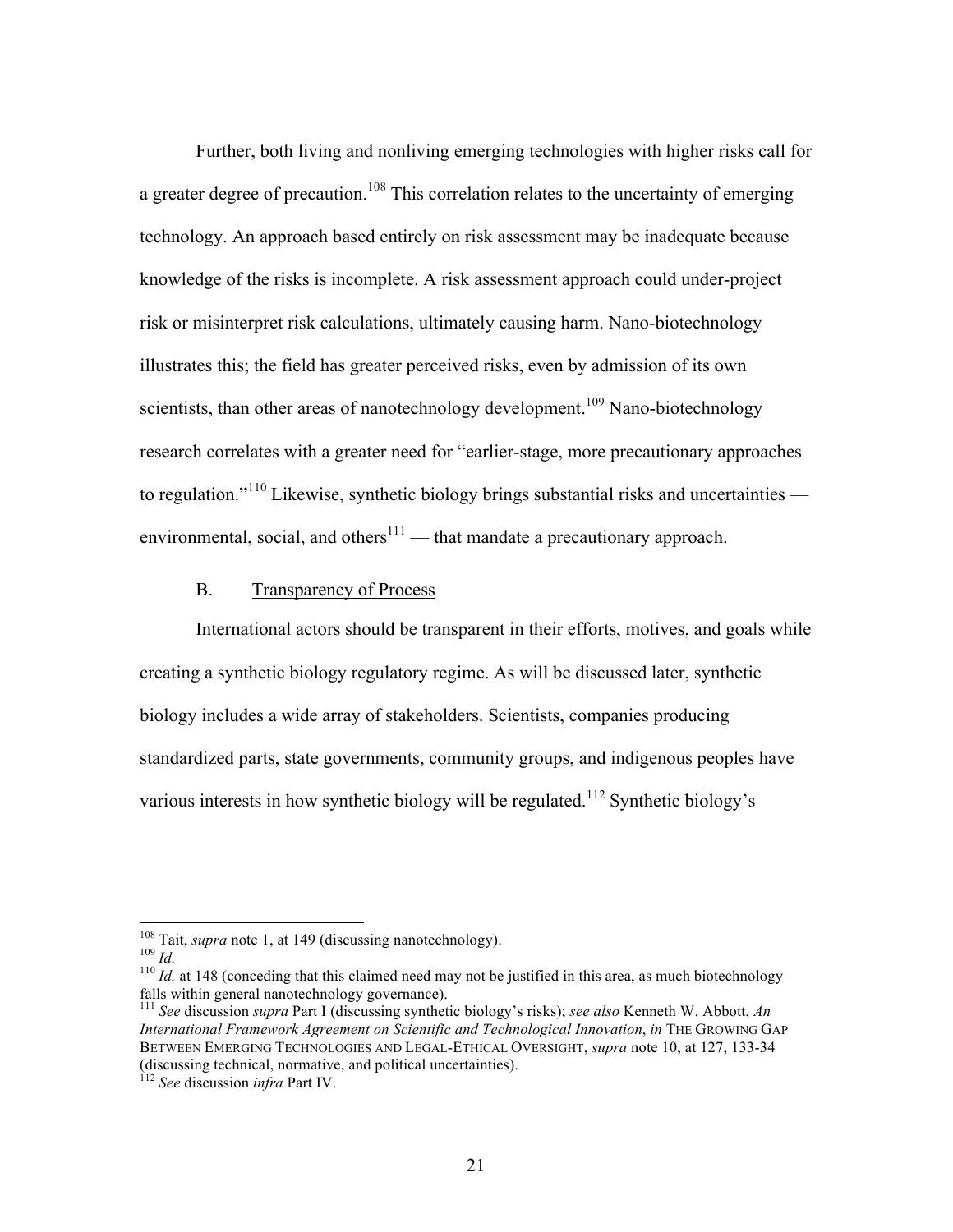Further, both living and nonliving emerging technologies with higher risks call for a greater degree of precaution.[108] This correlation relates to the uncertainty of emerging technology. An approach based entirely on risk assessment may be inadequate because knowledge of the risks is incomplete. A risk assessment approach could under-project risk or misinterpret risk calculations, ultimately causing harm. Nano-biotechnology illustrates this; the field has greater perceived risks, even by admission of its own scientists, than other areas of nanotechnology development.[109] Nano-biotechnology research correlates with a greater need for "earlier-stage, more precautionary approaches to regulation."[110] Likewise, synthetic biology brings substantial risks and uncertainties — environmental, social, and others[111] — that mandate a precautionary approach.

### B. Transparency of Process

International actors should be transparent in their efforts, motives, and goals while creating a synthetic biology regulatory regime. As will be discussed later, synthetic biology includes a wide array of stakeholders. Scientists, companies producing standardized parts, state governments, community groups, and indigenous peoples have various interests in how synthetic biology will be regulated.[112] Synthetic biology's

---

[108] Tait, *supra* note 1, at 149 (discussing nanotechnology).

[109] *Id.*

[110] *Id.* at 148 (conceding that this claimed need may not be justified in this area, as much biotechnology falls within general nanotechnology governance).

[111] *See* discussion *supra* Part I (discussing synthetic biology's risks); *see also* Kenneth W. Abbott, *An International Framework Agreement on Scientific and Technological Innovation*, *in* THE GROWING GAP BETWEEN EMERGING TECHNOLOGIES AND LEGAL-ETHICAL OVERSIGHT, *supra* note 10, at 127, 133-34 (discussing technical, normative, and political uncertainties).

[112] *See* discussion *infra* Part IV.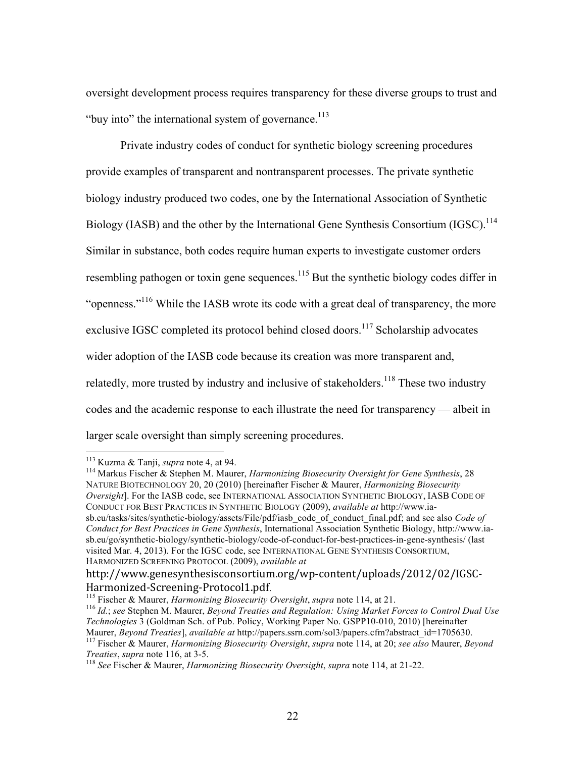oversight development process requires transparency for these diverse groups to trust and "buy into" the international system of governance.[113]

Private industry codes of conduct for synthetic biology screening procedures provide examples of transparent and nontransparent processes. The private synthetic biology industry produced two codes, one by the International Association of Synthetic Biology (IASB) and the other by the International Gene Synthesis Consortium (IGSC).[114] Similar in substance, both codes require human experts to investigate customer orders resembling pathogen or toxin gene sequences.[115] But the synthetic biology codes differ in "openness."[116] While the IASB wrote its code with a great deal of transparency, the more exclusive IGSC completed its protocol behind closed doors.[117] Scholarship advocates wider adoption of the IASB code because its creation was more transparent and, relatedly, more trusted by industry and inclusive of stakeholders.[118] These two industry codes and the academic response to each illustrate the need for transparency — albeit in larger scale oversight than simply screening procedures.

---

[113] Kuzma & Tanji, *supra* note 4, at 94.

[114] Markus Fischer & Stephen M. Maurer, *Harmonizing Biosecurity Oversight for Gene Synthesis*, 28 NATURE BIOTECHNOLOGY 20, 20 (2010) [hereinafter Fischer & Maurer, *Harmonizing Biosecurity Oversight*]. For the IASB code, see INTERNATIONAL ASSOCIATION SYNTHETIC BIOLOGY, IASB CODE OF CONDUCT FOR BEST PRACTICES IN SYNTHETIC BIOLOGY (2009), *available at* http://www.ia-sb.eu/tasks/sites/synthetic-biology/assets/File/pdf/iasb_code_of_conduct_final.pdf; and see also *Code of Conduct for Best Practices in Gene Synthesis*, International Association Synthetic Biology, http://www.ia-sb.eu/go/synthetic-biology/synthetic-biology/code-of-conduct-for-best-practices-in-gene-synthesis/ (last visited Mar. 4, 2013). For the IGSC code, see INTERNATIONAL GENE SYNTHESIS CONSORTIUM, HARMONIZED SCREENING PROTOCOL (2009), *available at* http://www.genesynthesisconsortium.org/wp-content/uploads/2012/02/IGSC-Harmonized-Screening-Protocol1.pdf.

[115] Fischer & Maurer, *Harmonizing Biosecurity Oversight*, *supra* note 114, at 21.

[116] *Id.*; *see* Stephen M. Maurer, *Beyond Treaties and Regulation: Using Market Forces to Control Dual Use Technologies* 3 (Goldman Sch. of Pub. Policy, Working Paper No. GSPP10-010, 2010) [hereinafter Maurer, *Beyond Treaties*], *available at* http://papers.ssrn.com/sol3/papers.cfm?abstract_id=1705630.

[117] Fischer & Maurer, *Harmonizing Biosecurity Oversight*, *supra* note 114, at 20; *see also* Maurer, *Beyond Treaties*, *supra* note 116, at 3-5.

[118] *See* Fischer & Maurer, *Harmonizing Biosecurity Oversight*, *supra* note 114, at 21-22.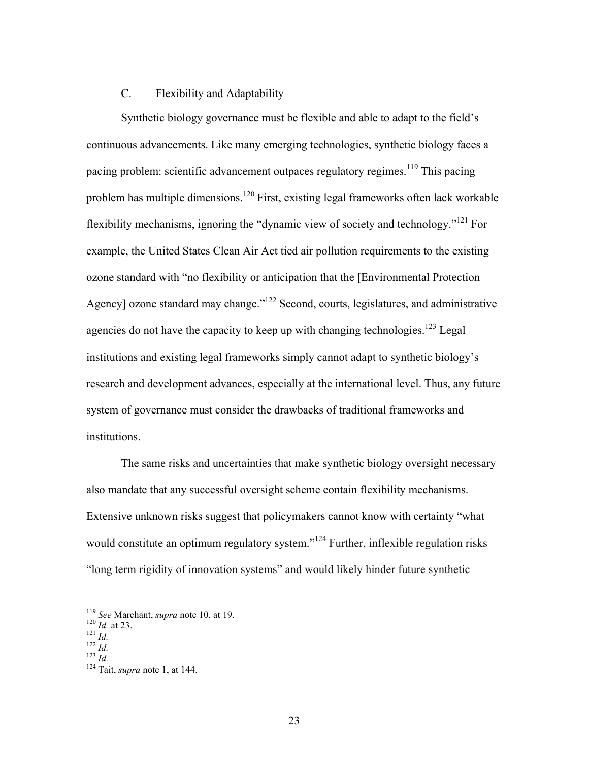### C. Flexibility and Adaptability

Synthetic biology governance must be flexible and able to adapt to the field's continuous advancements. Like many emerging technologies, synthetic biology faces a pacing problem: scientific advancement outpaces regulatory regimes.[119] This pacing problem has multiple dimensions.[120] First, existing legal frameworks often lack workable flexibility mechanisms, ignoring the "dynamic view of society and technology."[121] For example, the United States Clean Air Act tied air pollution requirements to the existing ozone standard with "no flexibility or anticipation that the [Environmental Protection Agency] ozone standard may change."[122] Second, courts, legislatures, and administrative agencies do not have the capacity to keep up with changing technologies.[123] Legal institutions and existing legal frameworks simply cannot adapt to synthetic biology's research and development advances, especially at the international level. Thus, any future system of governance must consider the drawbacks of traditional frameworks and institutions.

The same risks and uncertainties that make synthetic biology oversight necessary also mandate that any successful oversight scheme contain flexibility mechanisms. Extensive unknown risks suggest that policymakers cannot know with certainty "what would constitute an optimum regulatory system."[124] Further, inflexible regulation risks "long term rigidity of innovation systems" and would likely hinder future synthetic

---

[119] *See* Marchant, *supra* note 10, at 19.
[120] *Id.* at 23.
[121] *Id.*
[122] *Id.*
[123] *Id.*
[124] Tait, *supra* note 1, at 144.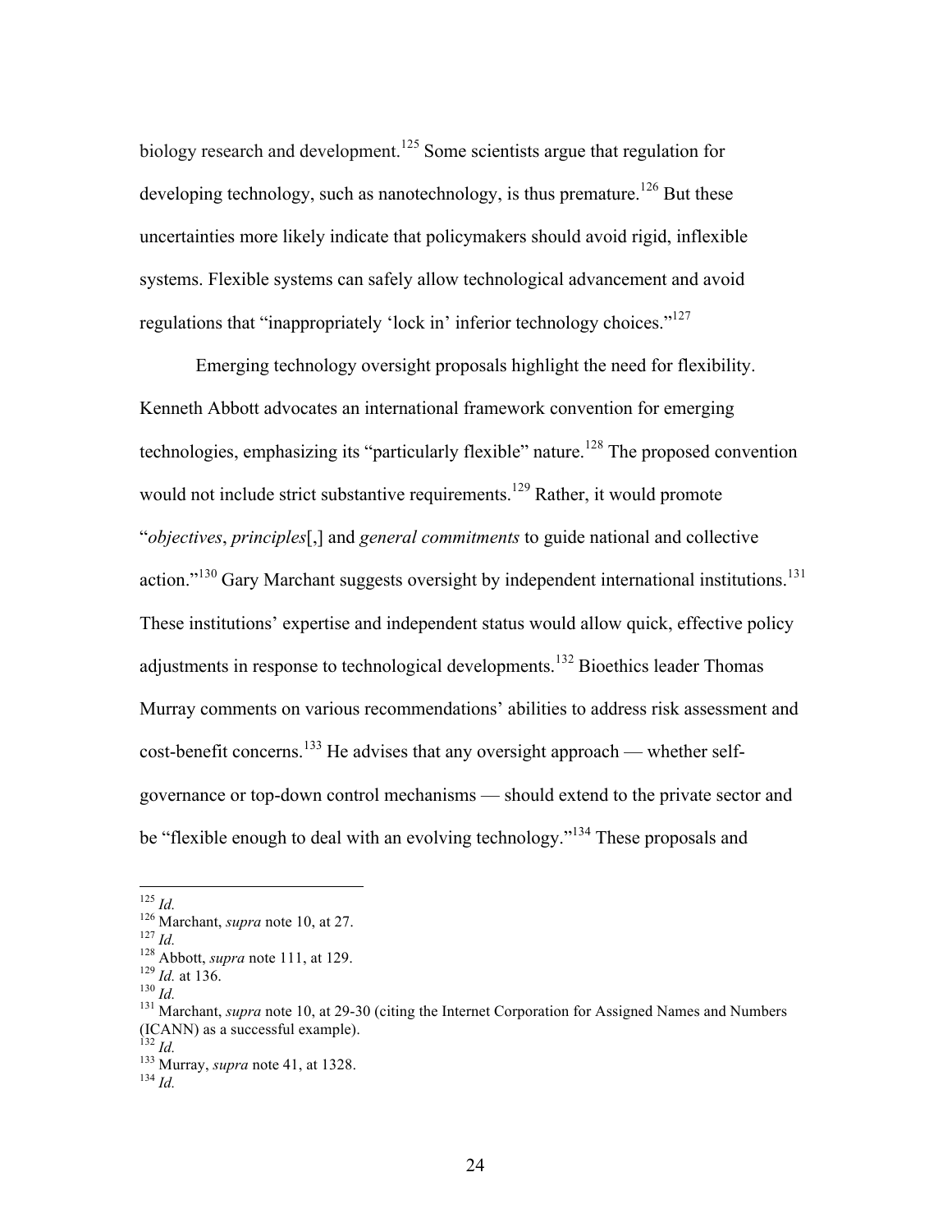biology research and development.[125] Some scientists argue that regulation for developing technology, such as nanotechnology, is thus premature.[126] But these uncertainties more likely indicate that policymakers should avoid rigid, inflexible systems. Flexible systems can safely allow technological advancement and avoid regulations that "inappropriately 'lock in' inferior technology choices."[127]

Emerging technology oversight proposals highlight the need for flexibility. Kenneth Abbott advocates an international framework convention for emerging technologies, emphasizing its "particularly flexible" nature.[128] The proposed convention would not include strict substantive requirements.[129] Rather, it would promote "*objectives*, *principles*[,] and *general commitments* to guide national and collective action."[130] Gary Marchant suggests oversight by independent international institutions.[131] These institutions' expertise and independent status would allow quick, effective policy adjustments in response to technological developments.[132] Bioethics leader Thomas Murray comments on various recommendations' abilities to address risk assessment and cost-benefit concerns.[133] He advises that any oversight approach — whether self-governance or top-down control mechanisms — should extend to the private sector and be "flexible enough to deal with an evolving technology."[134] These proposals and

---

[125] *Id.*

[126] Marchant, *supra* note 10, at 27.

[127] *Id.*

[128] Abbott, *supra* note 111, at 129.

[129] *Id.* at 136.

[130] *Id.*

[131] Marchant, *supra* note 10, at 29-30 (citing the Internet Corporation for Assigned Names and Numbers (ICANN) as a successful example).

[132] *Id.*

[133] Murray, *supra* note 41, at 1328.

[134] *Id.*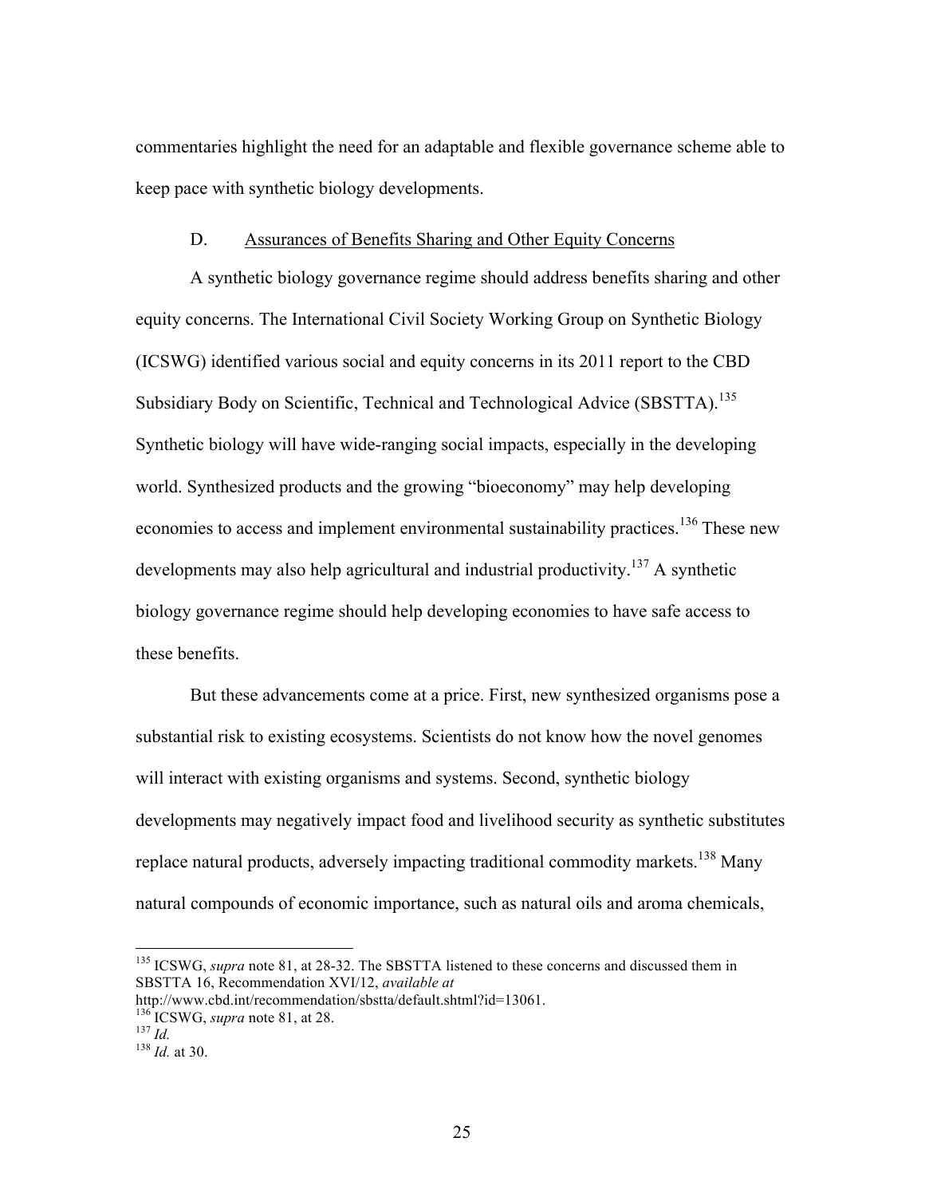commentaries highlight the need for an adaptable and flexible governance scheme able to keep pace with synthetic biology developments.

### D. Assurances of Benefits Sharing and Other Equity Concerns

A synthetic biology governance regime should address benefits sharing and other equity concerns. The International Civil Society Working Group on Synthetic Biology (ICSWG) identified various social and equity concerns in its 2011 report to the CBD Subsidiary Body on Scientific, Technical and Technological Advice (SBSTTA).[135] Synthetic biology will have wide-ranging social impacts, especially in the developing world. Synthesized products and the growing "bioeconomy" may help developing economies to access and implement environmental sustainability practices.[136] These new developments may also help agricultural and industrial productivity.[137] A synthetic biology governance regime should help developing economies to have safe access to these benefits.

But these advancements come at a price. First, new synthesized organisms pose a substantial risk to existing ecosystems. Scientists do not know how the novel genomes will interact with existing organisms and systems. Second, synthetic biology developments may negatively impact food and livelihood security as synthetic substitutes replace natural products, adversely impacting traditional commodity markets.[138] Many natural compounds of economic importance, such as natural oils and aroma chemicals,

---

[135] ICSWG, *supra* note 81, at 28-32. The SBSTTA listened to these concerns and discussed them in SBSTTA 16, Recommendation XVI/12, *available at* http://www.cbd.int/recommendation/sbstta/default.shtml?id=13061.

[136] ICSWG, *supra* note 81, at 28.

[137] *Id.*

[138] *Id.* at 30.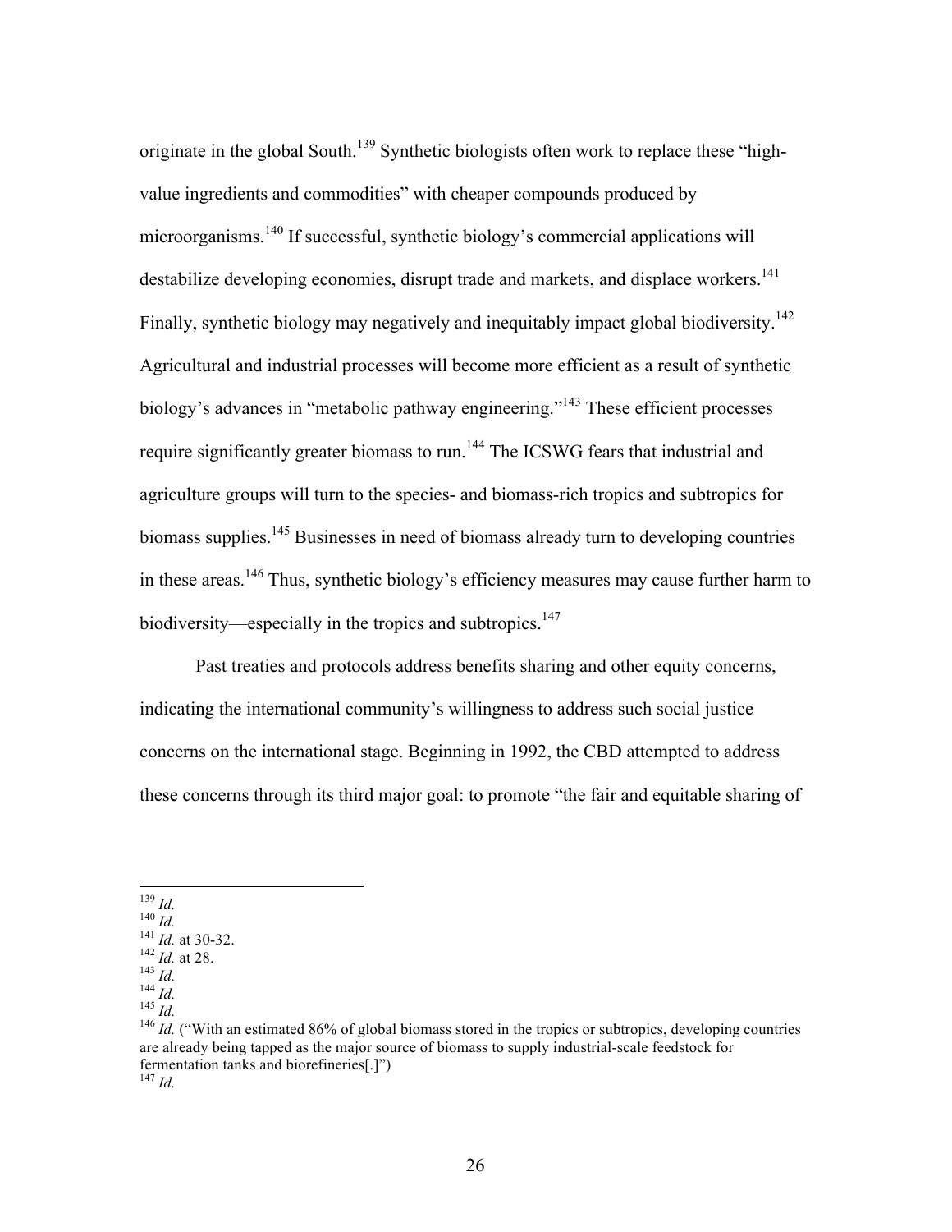originate in the global South.[139] Synthetic biologists often work to replace these "high-value ingredients and commodities" with cheaper compounds produced by microorganisms.[140] If successful, synthetic biology's commercial applications will destabilize developing economies, disrupt trade and markets, and displace workers.[141] Finally, synthetic biology may negatively and inequitably impact global biodiversity.[142] Agricultural and industrial processes will become more efficient as a result of synthetic biology's advances in "metabolic pathway engineering."[143] These efficient processes require significantly greater biomass to run.[144] The ICSWG fears that industrial and agriculture groups will turn to the species- and biomass-rich tropics and subtropics for biomass supplies.[145] Businesses in need of biomass already turn to developing countries in these areas.[146] Thus, synthetic biology's efficiency measures may cause further harm to biodiversity—especially in the tropics and subtropics.[147]

Past treaties and protocols address benefits sharing and other equity concerns, indicating the international community's willingness to address such social justice concerns on the international stage. Beginning in 1992, the CBD attempted to address these concerns through its third major goal: to promote "the fair and equitable sharing of

---

[139] *Id.*

[140] *Id.*

[141] *Id.* at 30-32.

[142] *Id.* at 28.

[143] *Id.*

[144] *Id.*

[145] *Id.*

[146] *Id.* ("With an estimated 86% of global biomass stored in the tropics or subtropics, developing countries are already being tapped as the major source of biomass to supply industrial-scale feedstock for fermentation tanks and biorefineries[.]")

[147] *Id.*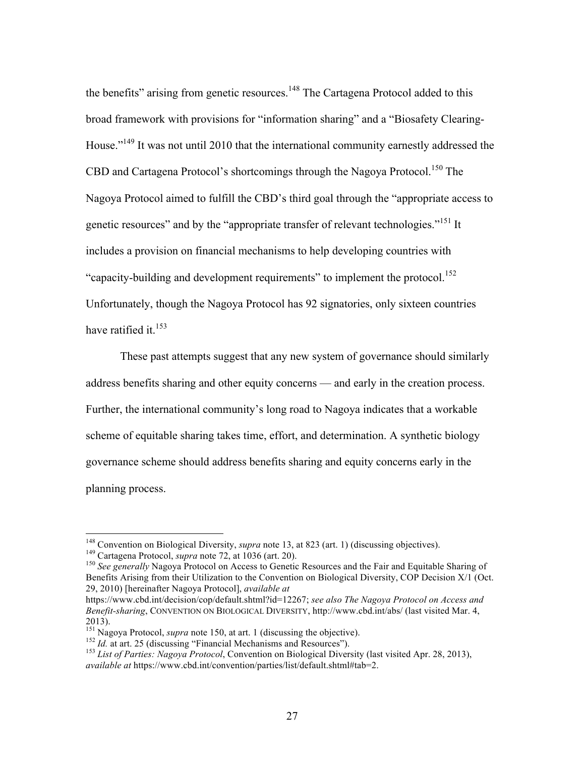the benefits" arising from genetic resources.[148] The Cartagena Protocol added to this broad framework with provisions for "information sharing" and a "Biosafety Clearing-House."[149] It was not until 2010 that the international community earnestly addressed the CBD and Cartagena Protocol's shortcomings through the Nagoya Protocol.[150] The Nagoya Protocol aimed to fulfill the CBD's third goal through the "appropriate access to genetic resources" and by the "appropriate transfer of relevant technologies."[151] It includes a provision on financial mechanisms to help developing countries with "capacity-building and development requirements" to implement the protocol.[152] Unfortunately, though the Nagoya Protocol has 92 signatories, only sixteen countries have ratified it.[153]

These past attempts suggest that any new system of governance should similarly address benefits sharing and other equity concerns — and early in the creation process. Further, the international community's long road to Nagoya indicates that a workable scheme of equitable sharing takes time, effort, and determination. A synthetic biology governance scheme should address benefits sharing and equity concerns early in the planning process.

---

[148] Convention on Biological Diversity, *supra* note 13, at 823 (art. 1) (discussing objectives).

[149] Cartagena Protocol, *supra* note 72, at 1036 (art. 20).

[150] *See generally* Nagoya Protocol on Access to Genetic Resources and the Fair and Equitable Sharing of Benefits Arising from their Utilization to the Convention on Biological Diversity, COP Decision X/1 (Oct. 29, 2010) [hereinafter Nagoya Protocol], *available at* https://www.cbd.int/decision/cop/default.shtml?id=12267; *see also The Nagoya Protocol on Access and Benefit-sharing*, CONVENTION ON BIOLOGICAL DIVERSITY, http://www.cbd.int/abs/ (last visited Mar. 4, 2013).

[151] Nagoya Protocol, *supra* note 150, at art. 1 (discussing the objective).

[152] *Id.* at art. 25 (discussing "Financial Mechanisms and Resources").

[153] *List of Parties: Nagoya Protocol*, Convention on Biological Diversity (last visited Apr. 28, 2013), *available at* https://www.cbd.int/convention/parties/list/default.shtml#tab=2.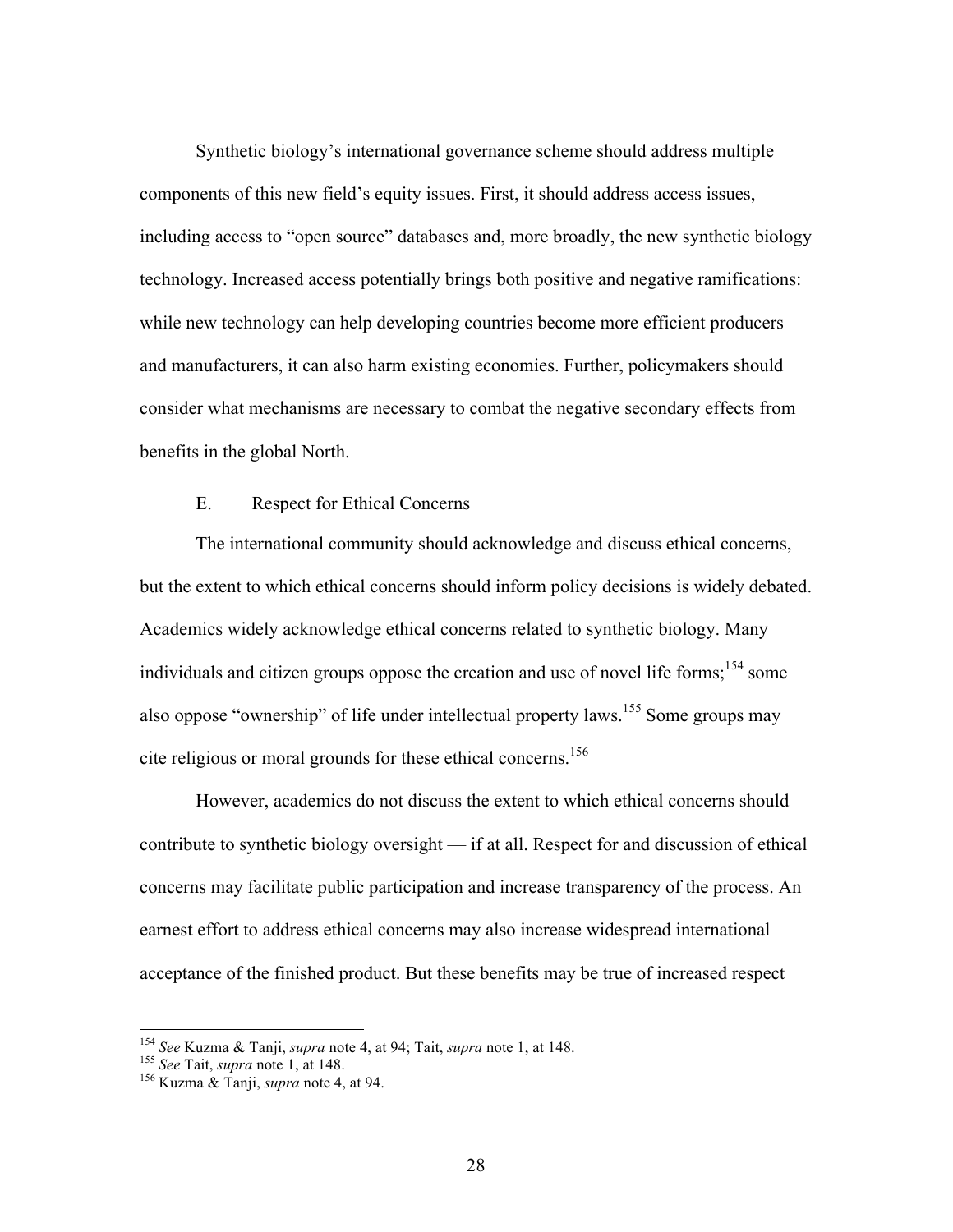Synthetic biology's international governance scheme should address multiple components of this new field's equity issues. First, it should address access issues, including access to "open source" databases and, more broadly, the new synthetic biology technology. Increased access potentially brings both positive and negative ramifications: while new technology can help developing countries become more efficient producers and manufacturers, it can also harm existing economies. Further, policymakers should consider what mechanisms are necessary to combat the negative secondary effects from benefits in the global North.

### E. Respect for Ethical Concerns

The international community should acknowledge and discuss ethical concerns, but the extent to which ethical concerns should inform policy decisions is widely debated. Academics widely acknowledge ethical concerns related to synthetic biology. Many individuals and citizen groups oppose the creation and use of novel life forms;[154] some also oppose "ownership" of life under intellectual property laws.[155] Some groups may cite religious or moral grounds for these ethical concerns.[156]

However, academics do not discuss the extent to which ethical concerns should contribute to synthetic biology oversight — if at all. Respect for and discussion of ethical concerns may facilitate public participation and increase transparency of the process. An earnest effort to address ethical concerns may also increase widespread international acceptance of the finished product. But these benefits may be true of increased respect

---

[154] *See* Kuzma & Tanji, *supra* note 4, at 94; Tait, *supra* note 1, at 148.

[155] *See* Tait, *supra* note 1, at 148.

[156] Kuzma & Tanji, *supra* note 4, at 94.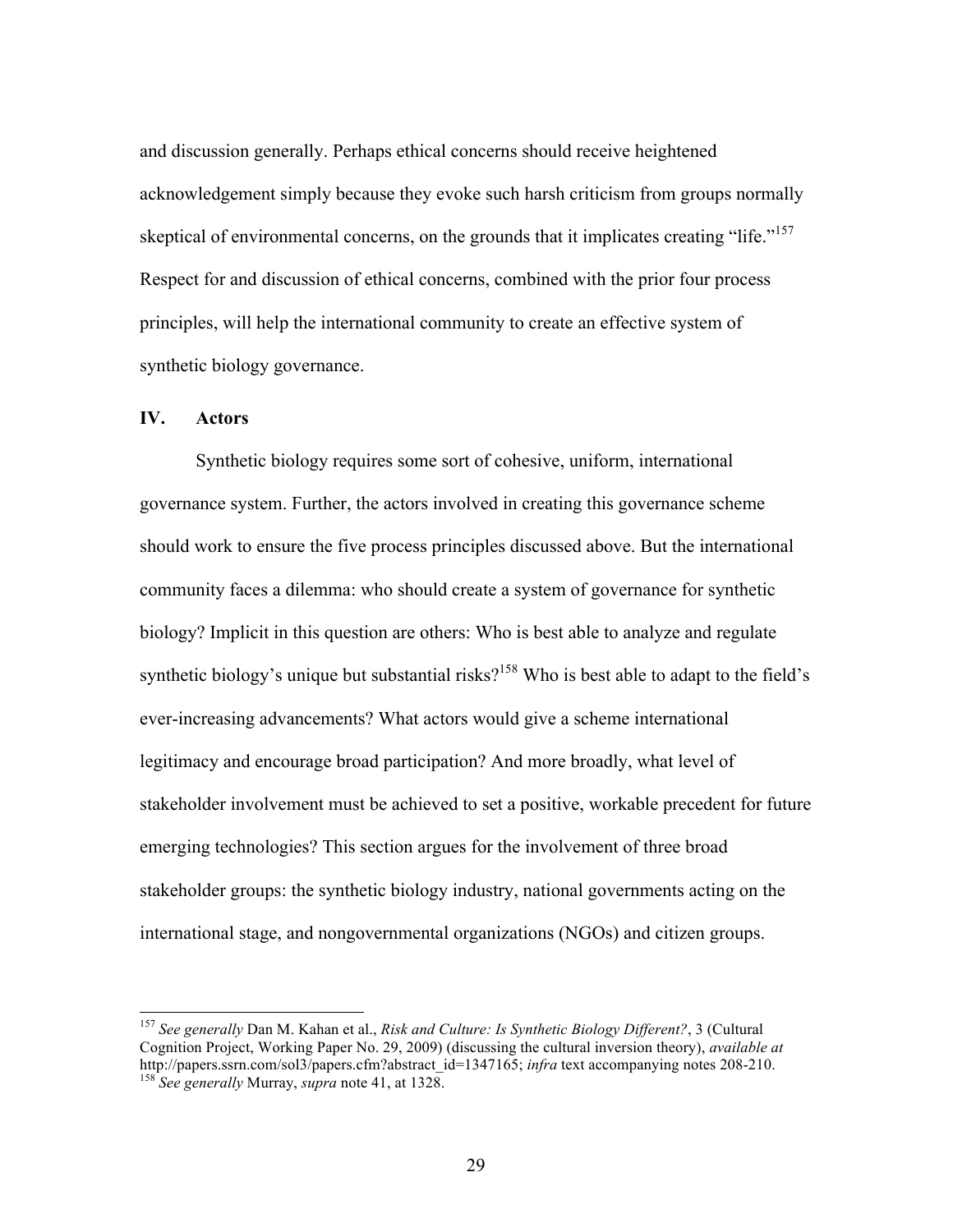and discussion generally. Perhaps ethical concerns should receive heightened acknowledgement simply because they evoke such harsh criticism from groups normally skeptical of environmental concerns, on the grounds that it implicates creating "life."[157] Respect for and discussion of ethical concerns, combined with the prior four process principles, will help the international community to create an effective system of synthetic biology governance.

## IV. Actors

Synthetic biology requires some sort of cohesive, uniform, international governance system. Further, the actors involved in creating this governance scheme should work to ensure the five process principles discussed above. But the international community faces a dilemma: who should create a system of governance for synthetic biology? Implicit in this question are others: Who is best able to analyze and regulate synthetic biology's unique but substantial risks?[158] Who is best able to adapt to the field's ever-increasing advancements? What actors would give a scheme international legitimacy and encourage broad participation? And more broadly, what level of stakeholder involvement must be achieved to set a positive, workable precedent for future emerging technologies? This section argues for the involvement of three broad stakeholder groups: the synthetic biology industry, national governments acting on the international stage, and nongovernmental organizations (NGOs) and citizen groups.

---

[157] *See generally* Dan M. Kahan et al., *Risk and Culture: Is Synthetic Biology Different?*, 3 (Cultural Cognition Project, Working Paper No. 29, 2009) (discussing the cultural inversion theory), *available at* http://papers.ssrn.com/sol3/papers.cfm?abstract_id=1347165; *infra* text accompanying notes 208-210.

[158] *See generally* Murray, *supra* note 41, at 1328.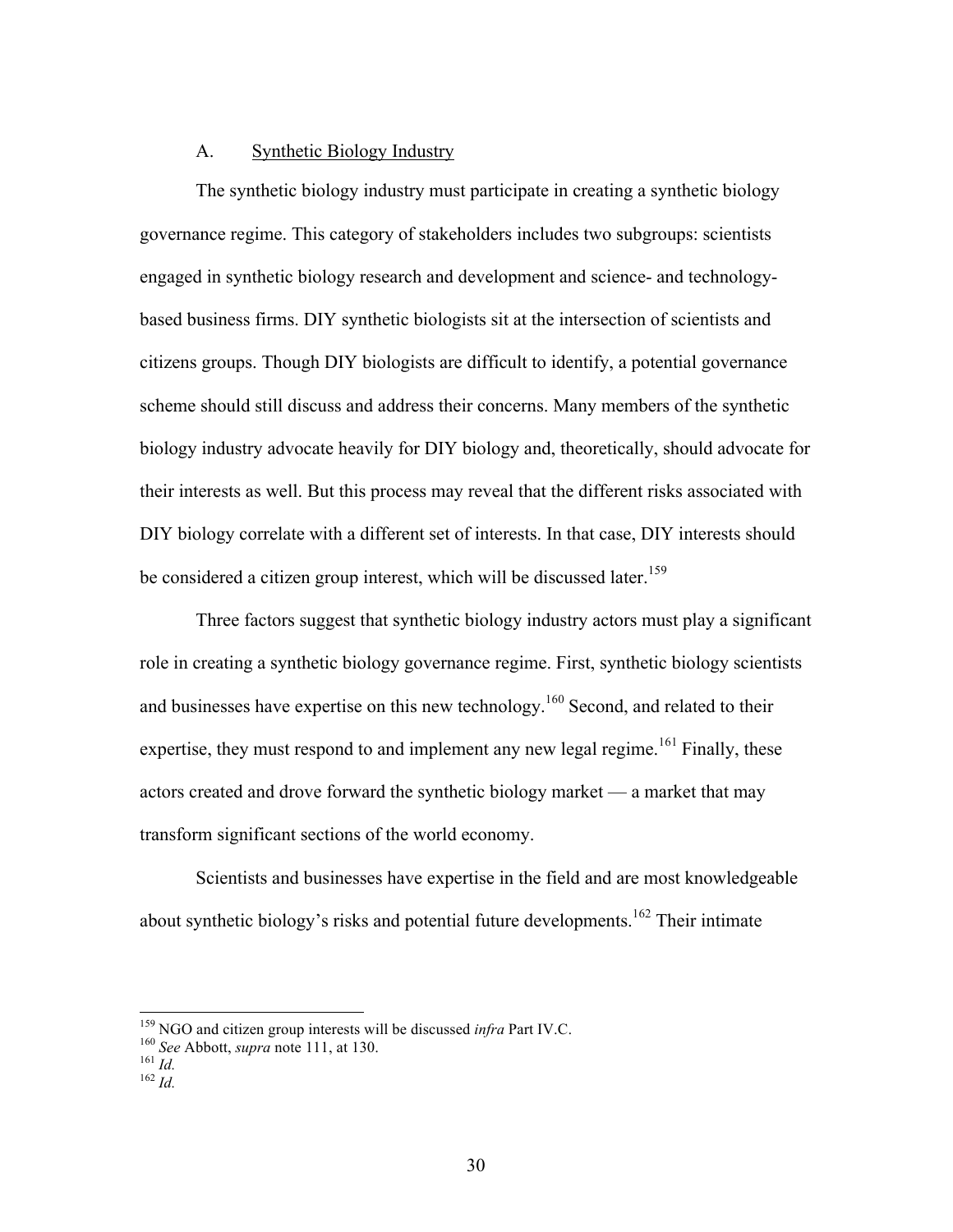### A. Synthetic Biology Industry

The synthetic biology industry must participate in creating a synthetic biology governance regime. This category of stakeholders includes two subgroups: scientists engaged in synthetic biology research and development and science- and technology-based business firms. DIY synthetic biologists sit at the intersection of scientists and citizens groups. Though DIY biologists are difficult to identify, a potential governance scheme should still discuss and address their concerns. Many members of the synthetic biology industry advocate heavily for DIY biology and, theoretically, should advocate for their interests as well. But this process may reveal that the different risks associated with DIY biology correlate with a different set of interests. In that case, DIY interests should be considered a citizen group interest, which will be discussed later.[159]

Three factors suggest that synthetic biology industry actors must play a significant role in creating a synthetic biology governance regime. First, synthetic biology scientists and businesses have expertise on this new technology.[160] Second, and related to their expertise, they must respond to and implement any new legal regime.[161] Finally, these actors created and drove forward the synthetic biology market — a market that may transform significant sections of the world economy.

Scientists and businesses have expertise in the field and are most knowledgeable about synthetic biology's risks and potential future developments.[162] Their intimate

---

[159] NGO and citizen group interests will be discussed *infra* Part IV.C.

[160] *See* Abbott, *supra* note 111, at 130.

[161] *Id.*

[162] *Id.*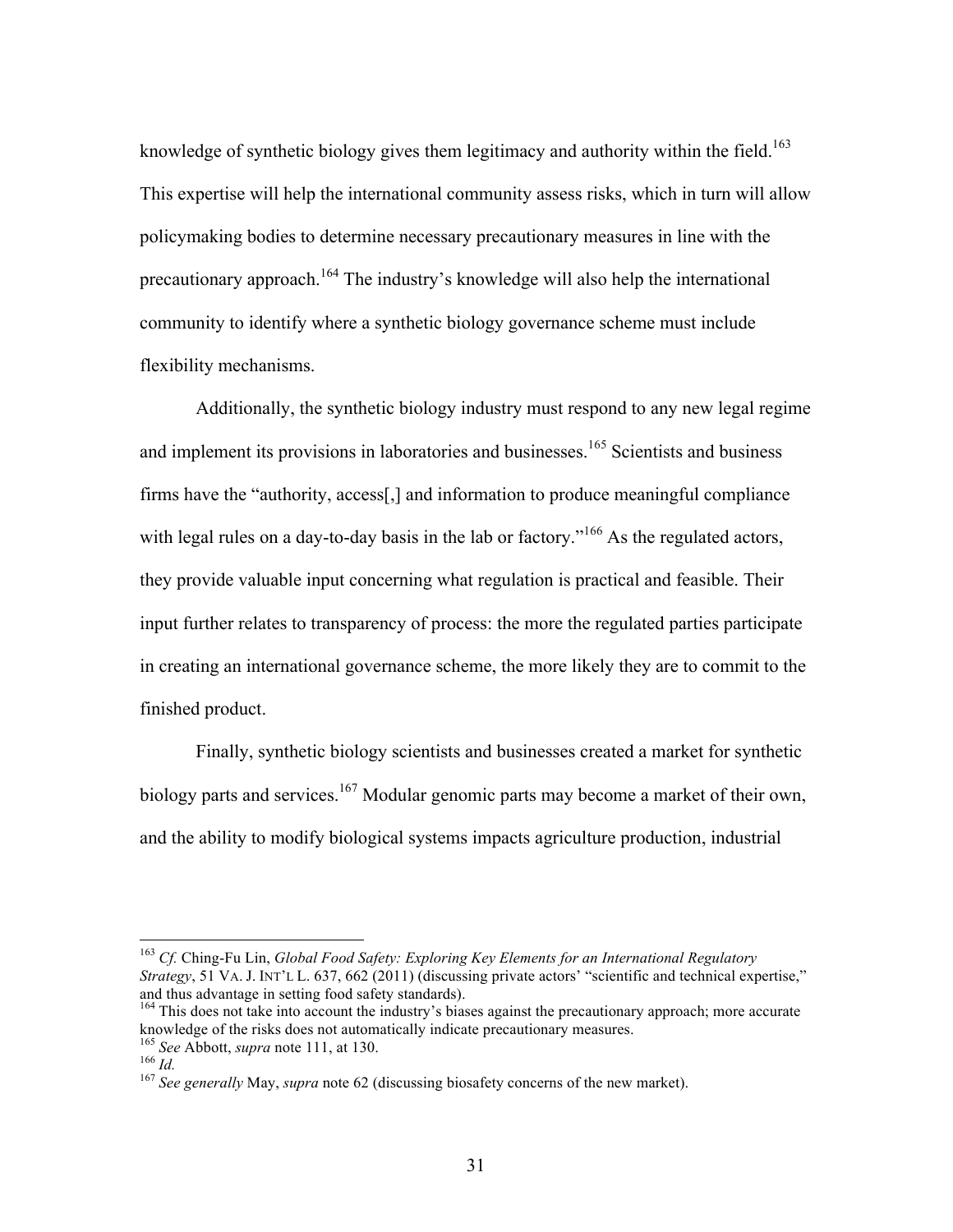knowledge of synthetic biology gives them legitimacy and authority within the field.[163] This expertise will help the international community assess risks, which in turn will allow policymaking bodies to determine necessary precautionary measures in line with the precautionary approach.[164] The industry's knowledge will also help the international community to identify where a synthetic biology governance scheme must include flexibility mechanisms.

Additionally, the synthetic biology industry must respond to any new legal regime and implement its provisions in laboratories and businesses.[165] Scientists and business firms have the "authority, access[,] and information to produce meaningful compliance with legal rules on a day-to-day basis in the lab or factory."[166] As the regulated actors, they provide valuable input concerning what regulation is practical and feasible. Their input further relates to transparency of process: the more the regulated parties participate in creating an international governance scheme, the more likely they are to commit to the finished product.

Finally, synthetic biology scientists and businesses created a market for synthetic biology parts and services.[167] Modular genomic parts may become a market of their own, and the ability to modify biological systems impacts agriculture production, industrial

---

[163] *Cf.* Ching-Fu Lin, *Global Food Safety: Exploring Key Elements for an International Regulatory Strategy*, 51 VA. J. INT'L L. 637, 662 (2011) (discussing private actors' "scientific and technical expertise," and thus advantage in setting food safety standards).

[164] This does not take into account the industry's biases against the precautionary approach; more accurate knowledge of the risks does not automatically indicate precautionary measures.

[165] *See* Abbott, *supra* note 111, at 130.

[166] *Id.*

[167] *See generally* May, *supra* note 62 (discussing biosafety concerns of the new market).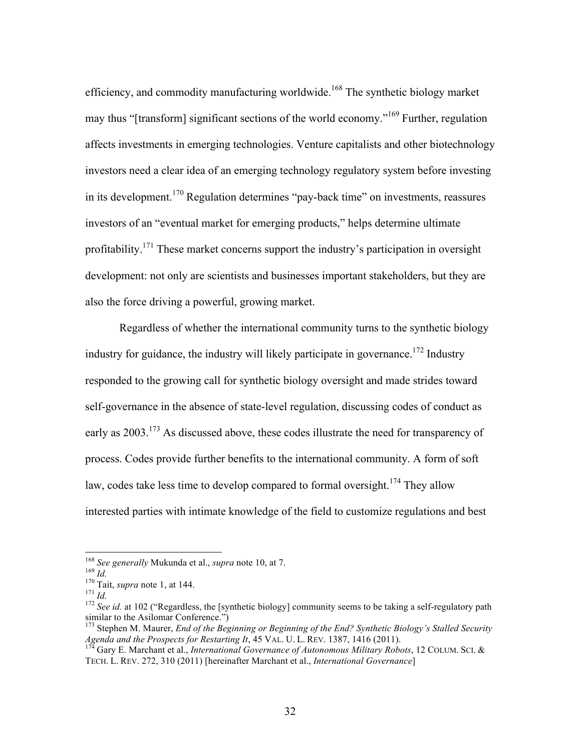efficiency, and commodity manufacturing worldwide.[168] The synthetic biology market may thus "[transform] significant sections of the world economy."[169] Further, regulation affects investments in emerging technologies. Venture capitalists and other biotechnology investors need a clear idea of an emerging technology regulatory system before investing in its development.[170] Regulation determines "pay-back time" on investments, reassures investors of an "eventual market for emerging products," helps determine ultimate profitability.[171] These market concerns support the industry's participation in oversight development: not only are scientists and businesses important stakeholders, but they are also the force driving a powerful, growing market.

Regardless of whether the international community turns to the synthetic biology industry for guidance, the industry will likely participate in governance.[172] Industry responded to the growing call for synthetic biology oversight and made strides toward self-governance in the absence of state-level regulation, discussing codes of conduct as early as 2003.[173] As discussed above, these codes illustrate the need for transparency of process. Codes provide further benefits to the international community. A form of soft law, codes take less time to develop compared to formal oversight.[174] They allow interested parties with intimate knowledge of the field to customize regulations and best

---

[168] *See generally* Mukunda et al., *supra* note 10, at 7.

[169] *Id.*

[170] Tait, *supra* note 1, at 144.

[171] *Id.*

[172] *See id.* at 102 ("Regardless, the [synthetic biology] community seems to be taking a self-regulatory path similar to the Asilomar Conference.")

[173] Stephen M. Maurer, *End of the Beginning or Beginning of the End? Synthetic Biology's Stalled Security Agenda and the Prospects for Restarting It*, 45 VAL. U. L. REV. 1387, 1416 (2011).

[174] Gary E. Marchant et al., *International Governance of Autonomous Military Robots*, 12 COLUM. SCI. & TECH. L. REV. 272, 310 (2011) [hereinafter Marchant et al., *International Governance*]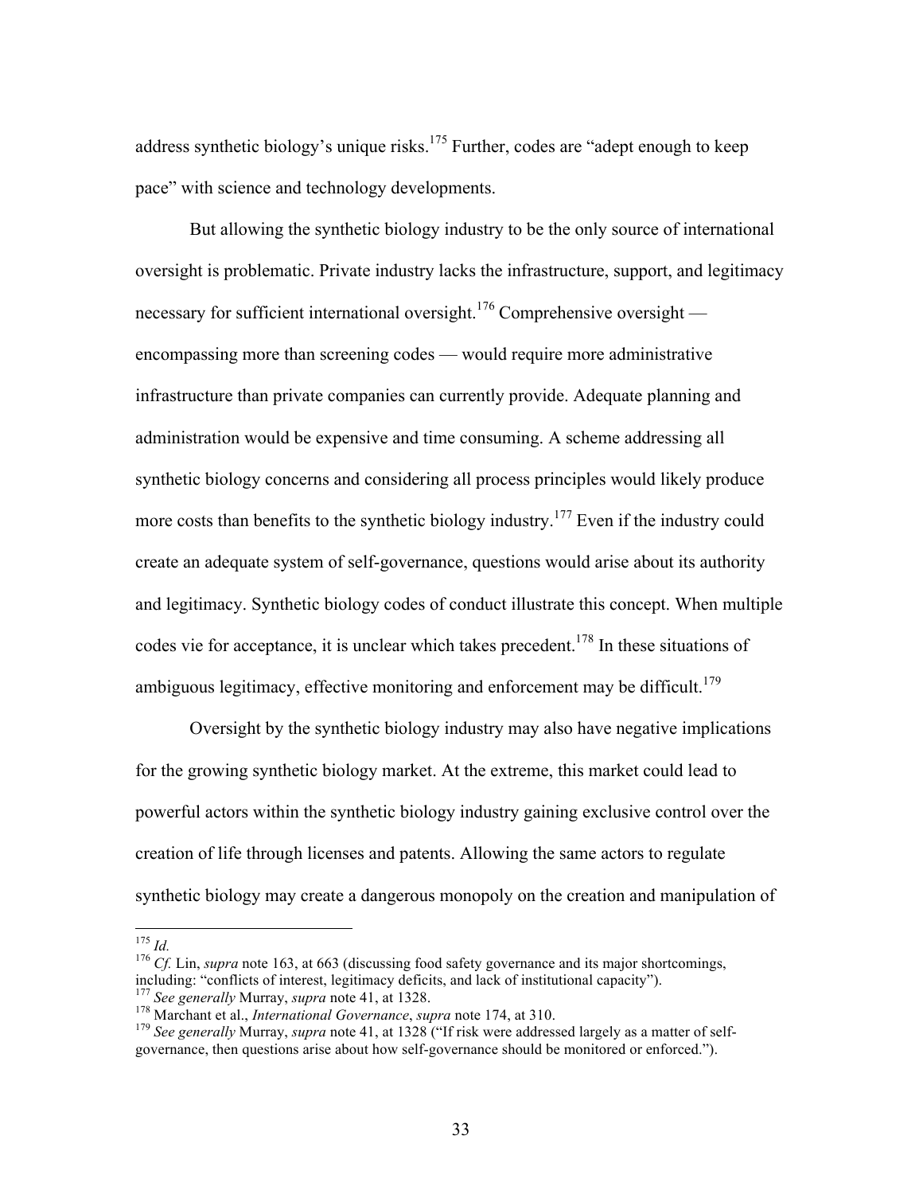address synthetic biology's unique risks.[175] Further, codes are "adept enough to keep pace" with science and technology developments.

But allowing the synthetic biology industry to be the only source of international oversight is problematic. Private industry lacks the infrastructure, support, and legitimacy necessary for sufficient international oversight.[176] Comprehensive oversight — encompassing more than screening codes — would require more administrative infrastructure than private companies can currently provide. Adequate planning and administration would be expensive and time consuming. A scheme addressing all synthetic biology concerns and considering all process principles would likely produce more costs than benefits to the synthetic biology industry.[177] Even if the industry could create an adequate system of self-governance, questions would arise about its authority and legitimacy. Synthetic biology codes of conduct illustrate this concept. When multiple codes vie for acceptance, it is unclear which takes precedent.[178] In these situations of ambiguous legitimacy, effective monitoring and enforcement may be difficult.[179]

Oversight by the synthetic biology industry may also have negative implications for the growing synthetic biology market. At the extreme, this market could lead to powerful actors within the synthetic biology industry gaining exclusive control over the creation of life through licenses and patents. Allowing the same actors to regulate synthetic biology may create a dangerous monopoly on the creation and manipulation of

---

[175] *Id.*

[176] *Cf.* Lin, *supra* note 163, at 663 (discussing food safety governance and its major shortcomings, including: "conflicts of interest, legitimacy deficits, and lack of institutional capacity").

[177] *See generally* Murray, *supra* note 41, at 1328.

[178] Marchant et al., *International Governance*, *supra* note 174, at 310.

[179] *See generally* Murray, *supra* note 41, at 1328 ("If risk were addressed largely as a matter of self-governance, then questions arise about how self-governance should be monitored or enforced.").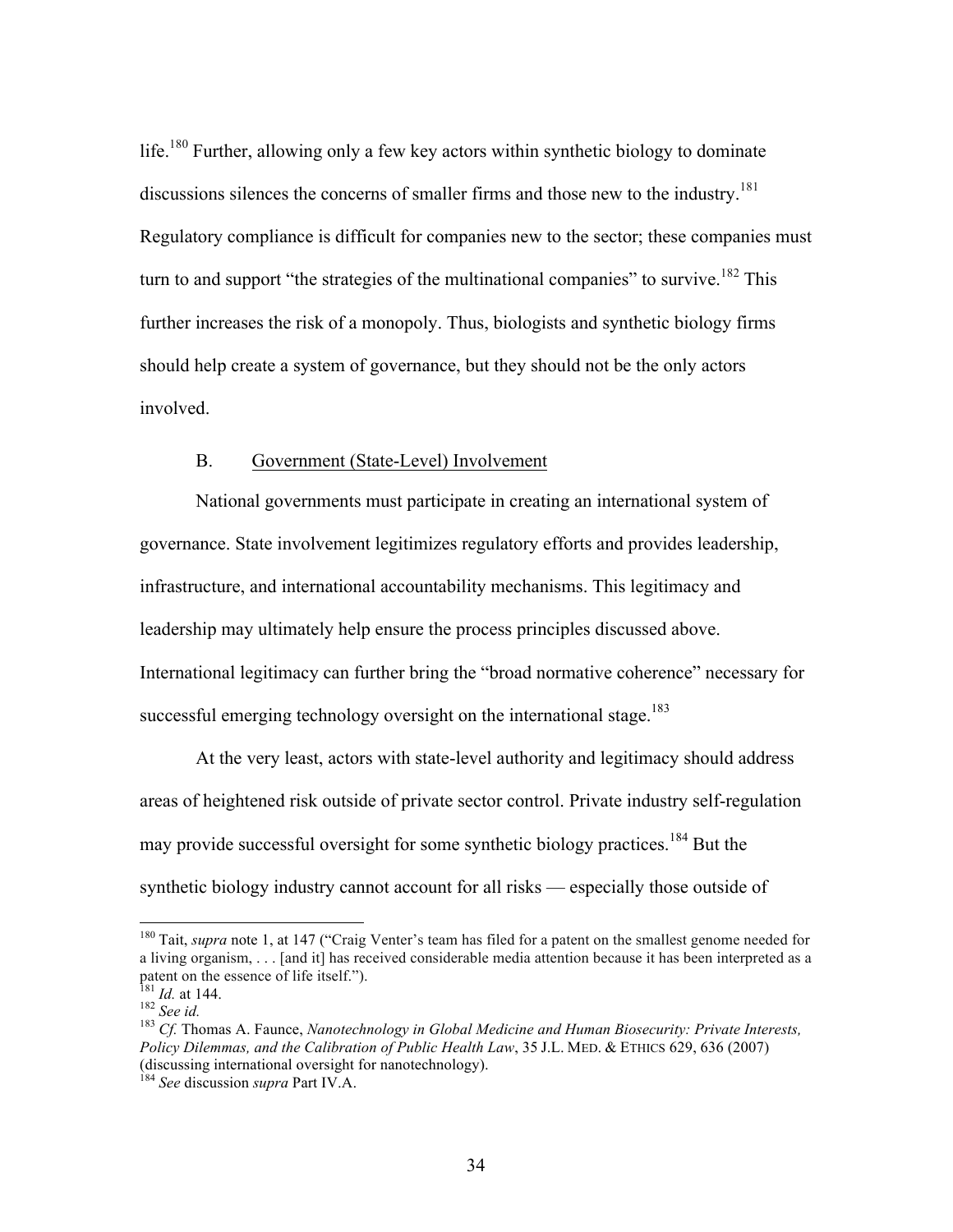life.[180] Further, allowing only a few key actors within synthetic biology to dominate discussions silences the concerns of smaller firms and those new to the industry.[181] Regulatory compliance is difficult for companies new to the sector; these companies must turn to and support "the strategies of the multinational companies" to survive.[182] This further increases the risk of a monopoly. Thus, biologists and synthetic biology firms should help create a system of governance, but they should not be the only actors involved.

### B. Government (State-Level) Involvement

National governments must participate in creating an international system of governance. State involvement legitimizes regulatory efforts and provides leadership, infrastructure, and international accountability mechanisms. This legitimacy and leadership may ultimately help ensure the process principles discussed above. International legitimacy can further bring the "broad normative coherence" necessary for successful emerging technology oversight on the international stage.[183]

At the very least, actors with state-level authority and legitimacy should address areas of heightened risk outside of private sector control. Private industry self-regulation may provide successful oversight for some synthetic biology practices.[184] But the synthetic biology industry cannot account for all risks — especially those outside of

---

[180] Tait, *supra* note 1, at 147 ("Craig Venter's team has filed for a patent on the smallest genome needed for a living organism, . . . [and it] has received considerable media attention because it has been interpreted as a patent on the essence of life itself.").

[181] *Id.* at 144.

[182] *See id.*

[183] *Cf.* Thomas A. Faunce, *Nanotechnology in Global Medicine and Human Biosecurity: Private Interests, Policy Dilemmas, and the Calibration of Public Health Law*, 35 J.L. MED. & ETHICS 629, 636 (2007) (discussing international oversight for nanotechnology).

[184] *See* discussion *supra* Part IV.A.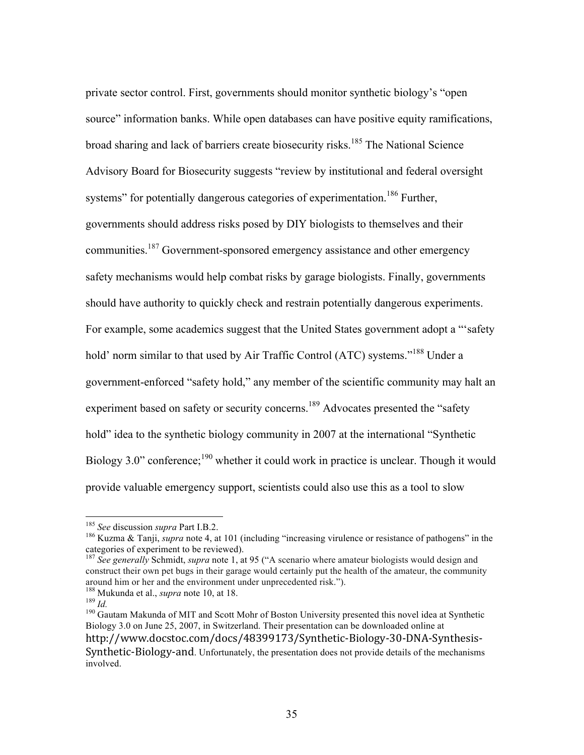private sector control. First, governments should monitor synthetic biology's "open source" information banks. While open databases can have positive equity ramifications, broad sharing and lack of barriers create biosecurity risks.[185] The National Science Advisory Board for Biosecurity suggests "review by institutional and federal oversight systems" for potentially dangerous categories of experimentation.[186] Further, governments should address risks posed by DIY biologists to themselves and their communities.[187] Government-sponsored emergency assistance and other emergency safety mechanisms would help combat risks by garage biologists. Finally, governments should have authority to quickly check and restrain potentially dangerous experiments. For example, some academics suggest that the United States government adopt a "'safety hold' norm similar to that used by Air Traffic Control (ATC) systems."[188] Under a government-enforced "safety hold," any member of the scientific community may halt an experiment based on safety or security concerns.[189] Advocates presented the "safety hold" idea to the synthetic biology community in 2007 at the international "Synthetic Biology 3.0" conference;[190] whether it could work in practice is unclear. Though it would provide valuable emergency support, scientists could also use this as a tool to slow

---

[185] *See* discussion *supra* Part I.B.2.

[186] Kuzma & Tanji, *supra* note 4, at 101 (including "increasing virulence or resistance of pathogens" in the categories of experiment to be reviewed).

[187] *See generally* Schmidt, *supra* note 1, at 95 ("A scenario where amateur biologists would design and construct their own pet bugs in their garage would certainly put the health of the amateur, the community around him or her and the environment under unprecedented risk.").

[188] Mukunda et al., *supra* note 10, at 18.

[189] *Id.*

[190] Gautam Makunda of MIT and Scott Mohr of Boston University presented this novel idea at Synthetic Biology 3.0 on June 25, 2007, in Switzerland. Their presentation can be downloaded online at http://www.docstoc.com/docs/48399173/Synthetic-Biology-30-DNA-Synthesis-Synthetic-Biology-and. Unfortunately, the presentation does not provide details of the mechanisms involved.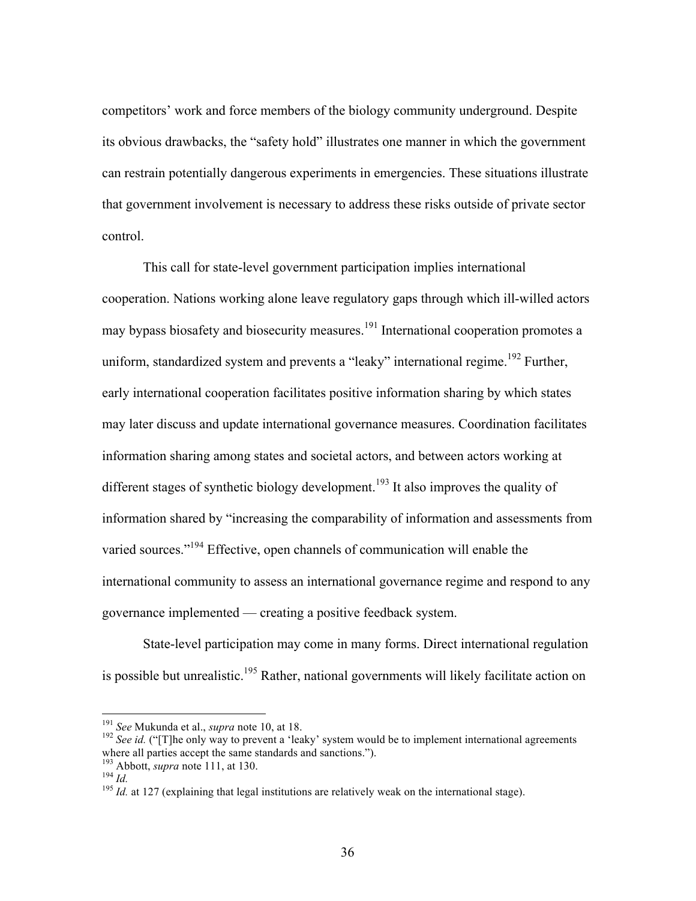competitors' work and force members of the biology community underground. Despite its obvious drawbacks, the "safety hold" illustrates one manner in which the government can restrain potentially dangerous experiments in emergencies. These situations illustrate that government involvement is necessary to address these risks outside of private sector control.

This call for state-level government participation implies international cooperation. Nations working alone leave regulatory gaps through which ill-willed actors may bypass biosafety and biosecurity measures.[191] International cooperation promotes a uniform, standardized system and prevents a "leaky" international regime.[192] Further, early international cooperation facilitates positive information sharing by which states may later discuss and update international governance measures. Coordination facilitates information sharing among states and societal actors, and between actors working at different stages of synthetic biology development.[193] It also improves the quality of information shared by "increasing the comparability of information and assessments from varied sources."[194] Effective, open channels of communication will enable the international community to assess an international governance regime and respond to any governance implemented — creating a positive feedback system.

State-level participation may come in many forms. Direct international regulation is possible but unrealistic.[195] Rather, national governments will likely facilitate action on

---

[191] *See* Mukunda et al., *supra* note 10, at 18.

[192] *See id.* ("[T]he only way to prevent a 'leaky' system would be to implement international agreements where all parties accept the same standards and sanctions.").

[193] Abbott, *supra* note 111, at 130.

[194] *Id.*

[195] *Id.* at 127 (explaining that legal institutions are relatively weak on the international stage).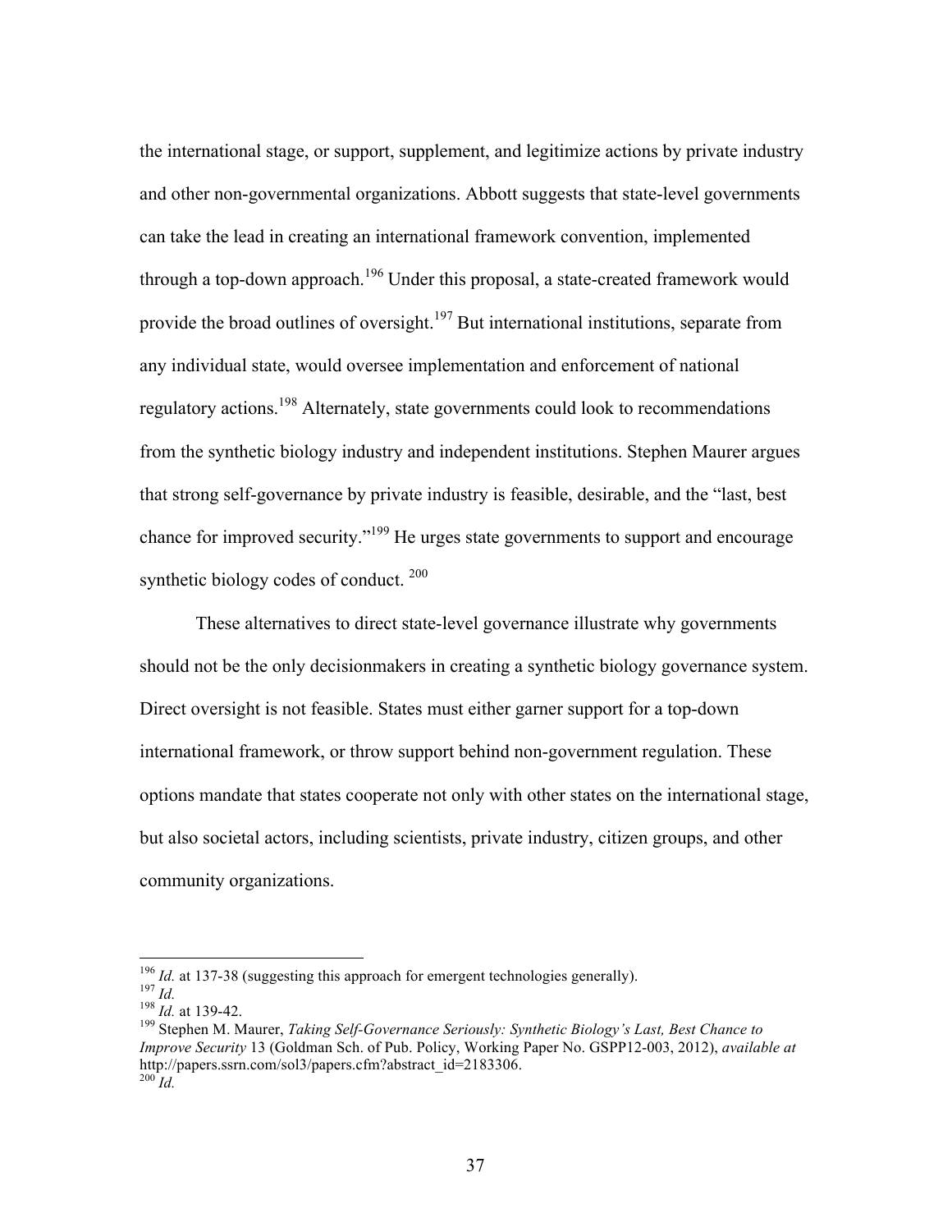the international stage, or support, supplement, and legitimize actions by private industry and other non-governmental organizations. Abbott suggests that state-level governments can take the lead in creating an international framework convention, implemented through a top-down approach.[196] Under this proposal, a state-created framework would provide the broad outlines of oversight.[197] But international institutions, separate from any individual state, would oversee implementation and enforcement of national regulatory actions.[198] Alternately, state governments could look to recommendations from the synthetic biology industry and independent institutions. Stephen Maurer argues that strong self-governance by private industry is feasible, desirable, and the "last, best chance for improved security."[199] He urges state governments to support and encourage synthetic biology codes of conduct. [200]

These alternatives to direct state-level governance illustrate why governments should not be the only decisionmakers in creating a synthetic biology governance system. Direct oversight is not feasible. States must either garner support for a top-down international framework, or throw support behind non-government regulation. These options mandate that states cooperate not only with other states on the international stage, but also societal actors, including scientists, private industry, citizen groups, and other community organizations.

---

[196] *Id.* at 137-38 (suggesting this approach for emergent technologies generally).
[197] *Id.*
[198] *Id.* at 139-42.
[199] Stephen M. Maurer, *Taking Self-Governance Seriously: Synthetic Biology's Last, Best Chance to Improve Security* 13 (Goldman Sch. of Pub. Policy, Working Paper No. GSPP12-003, 2012), *available at* http://papers.ssrn.com/sol3/papers.cfm?abstract_id=2183306.
[200] *Id.*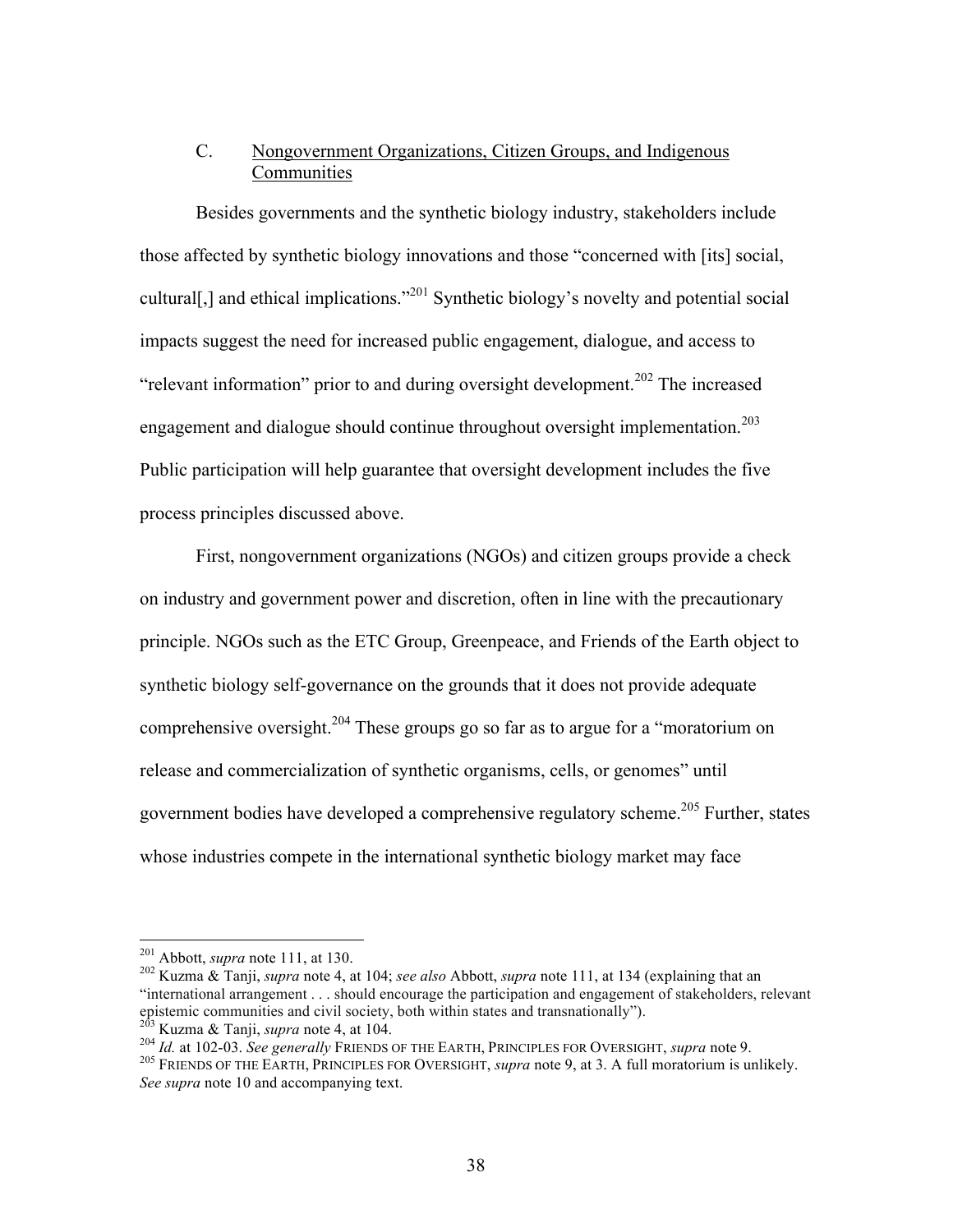### C. Nongovernment Organizations, Citizen Groups, and Indigenous Communities

Besides governments and the synthetic biology industry, stakeholders include those affected by synthetic biology innovations and those "concerned with [its] social, cultural[,] and ethical implications."[201] Synthetic biology's novelty and potential social impacts suggest the need for increased public engagement, dialogue, and access to "relevant information" prior to and during oversight development.[202] The increased engagement and dialogue should continue throughout oversight implementation.[203] Public participation will help guarantee that oversight development includes the five process principles discussed above.

First, nongovernment organizations (NGOs) and citizen groups provide a check on industry and government power and discretion, often in line with the precautionary principle. NGOs such as the ETC Group, Greenpeace, and Friends of the Earth object to synthetic biology self-governance on the grounds that it does not provide adequate comprehensive oversight.[204] These groups go so far as to argue for a "moratorium on release and commercialization of synthetic organisms, cells, or genomes" until government bodies have developed a comprehensive regulatory scheme.[205] Further, states whose industries compete in the international synthetic biology market may face

---

[201] Abbott, *supra* note 111, at 130.

[202] Kuzma & Tanji, *supra* note 4, at 104; *see also* Abbott, *supra* note 111, at 134 (explaining that an "international arrangement . . . should encourage the participation and engagement of stakeholders, relevant epistemic communities and civil society, both within states and transnationally").

[203] Kuzma & Tanji, *supra* note 4, at 104.

[204] *Id.* at 102-03. *See generally* FRIENDS OF THE EARTH, PRINCIPLES FOR OVERSIGHT, *supra* note 9.

[205] FRIENDS OF THE EARTH, PRINCIPLES FOR OVERSIGHT, *supra* note 9, at 3. A full moratorium is unlikely. *See supra* note 10 and accompanying text.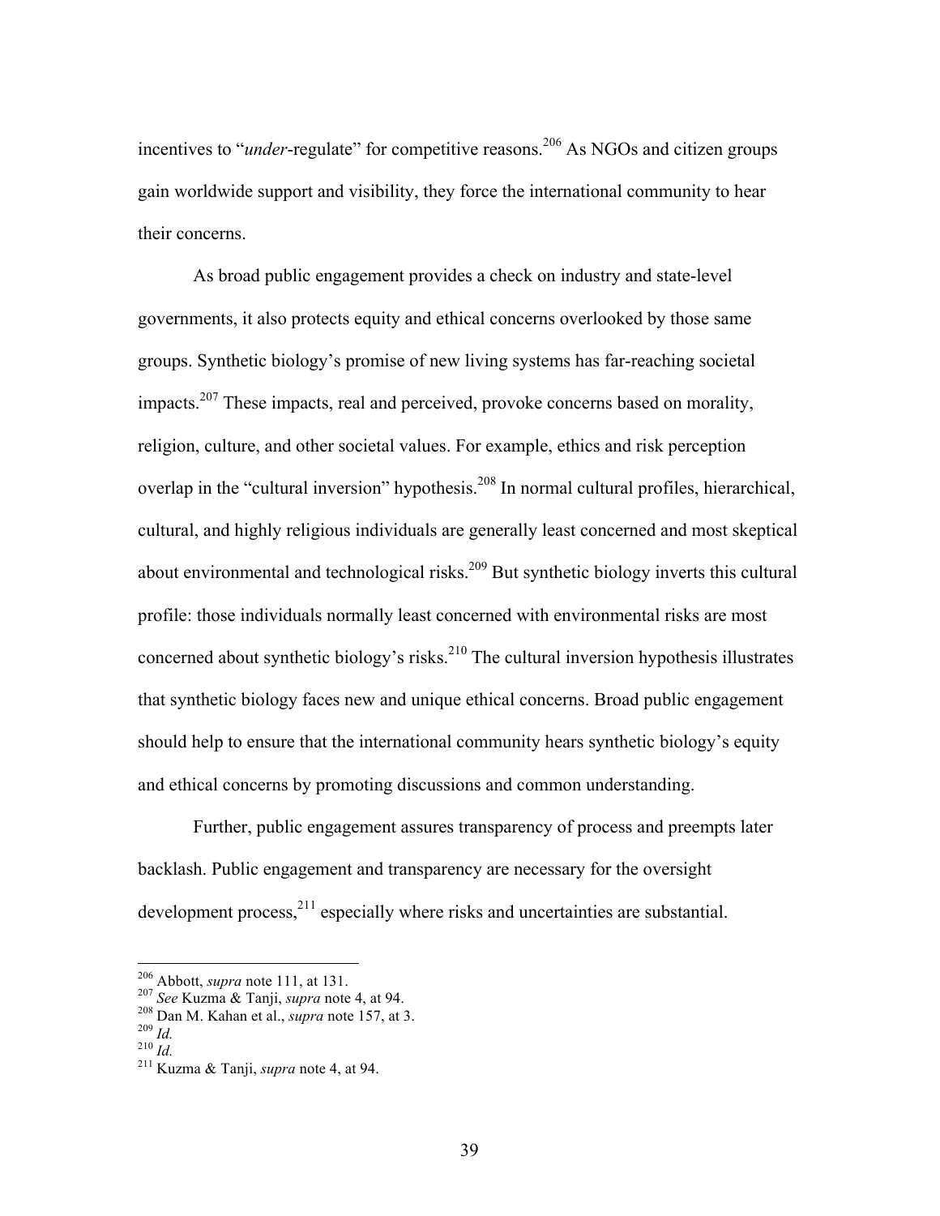incentives to "*under*-regulate" for competitive reasons.[206] As NGOs and citizen groups gain worldwide support and visibility, they force the international community to hear their concerns.

As broad public engagement provides a check on industry and state-level governments, it also protects equity and ethical concerns overlooked by those same groups. Synthetic biology's promise of new living systems has far-reaching societal impacts.[207] These impacts, real and perceived, provoke concerns based on morality, religion, culture, and other societal values. For example, ethics and risk perception overlap in the "cultural inversion" hypothesis.[208] In normal cultural profiles, hierarchical, cultural, and highly religious individuals are generally least concerned and most skeptical about environmental and technological risks.[209] But synthetic biology inverts this cultural profile: those individuals normally least concerned with environmental risks are most concerned about synthetic biology's risks.[210] The cultural inversion hypothesis illustrates that synthetic biology faces new and unique ethical concerns. Broad public engagement should help to ensure that the international community hears synthetic biology's equity and ethical concerns by promoting discussions and common understanding.

Further, public engagement assures transparency of process and preempts later backlash. Public engagement and transparency are necessary for the oversight development process,[211] especially where risks and uncertainties are substantial.

---

[206] Abbott, *supra* note 111, at 131.
[207] *See* Kuzma & Tanji, *supra* note 4, at 94.
[208] Dan M. Kahan et al., *supra* note 157, at 3.
[209] *Id.*
[210] *Id.*
[211] Kuzma & Tanji, *supra* note 4, at 94.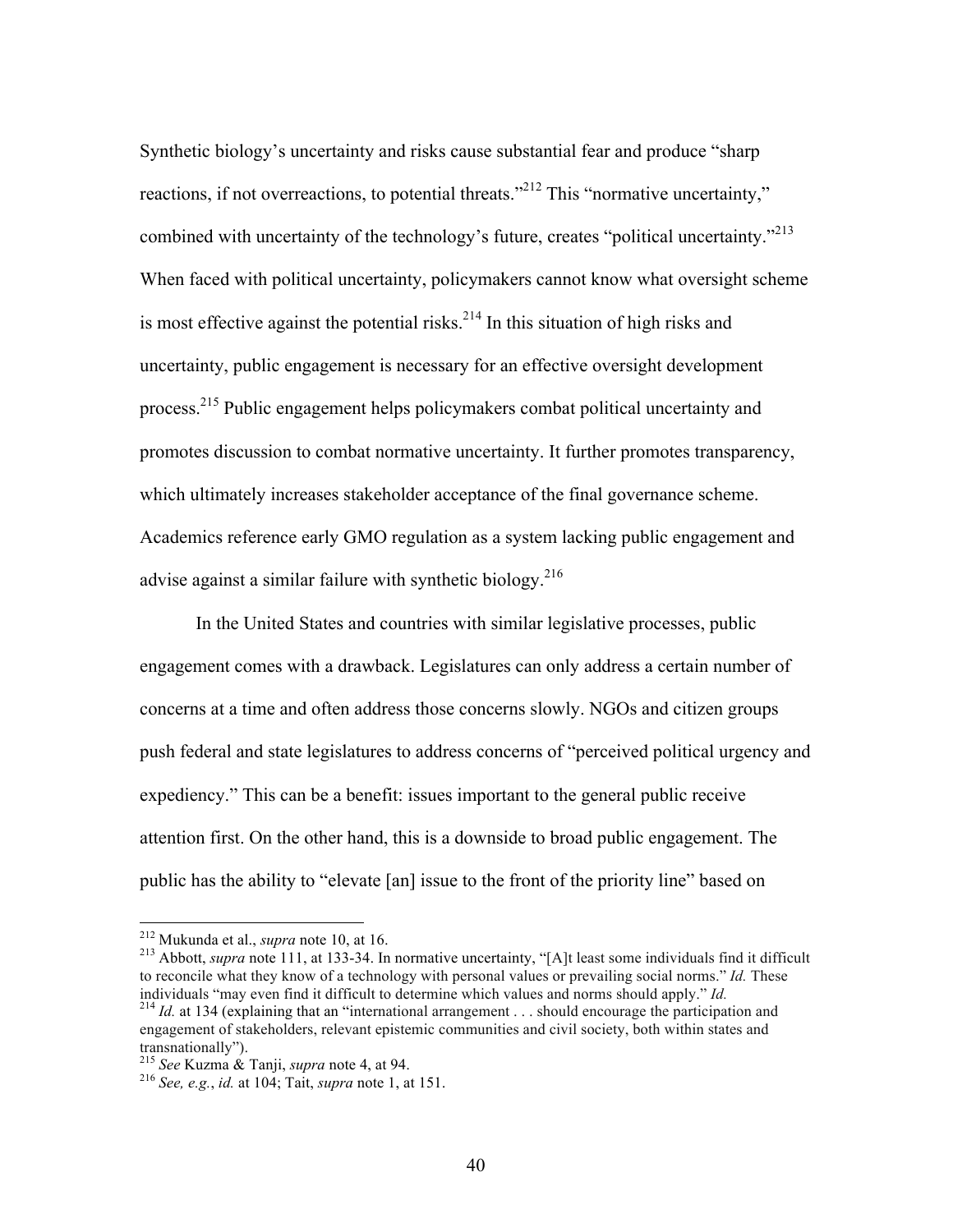Synthetic biology's uncertainty and risks cause substantial fear and produce "sharp reactions, if not overreactions, to potential threats."[212] This "normative uncertainty," combined with uncertainty of the technology's future, creates "political uncertainty."[213] When faced with political uncertainty, policymakers cannot know what oversight scheme is most effective against the potential risks.[214] In this situation of high risks and uncertainty, public engagement is necessary for an effective oversight development process.[215] Public engagement helps policymakers combat political uncertainty and promotes discussion to combat normative uncertainty. It further promotes transparency, which ultimately increases stakeholder acceptance of the final governance scheme. Academics reference early GMO regulation as a system lacking public engagement and advise against a similar failure with synthetic biology.[216]

In the United States and countries with similar legislative processes, public engagement comes with a drawback. Legislatures can only address a certain number of concerns at a time and often address those concerns slowly. NGOs and citizen groups push federal and state legislatures to address concerns of "perceived political urgency and expediency." This can be a benefit: issues important to the general public receive attention first. On the other hand, this is a downside to broad public engagement. The public has the ability to "elevate [an] issue to the front of the priority line" based on

---

[212] Mukunda et al., *supra* note 10, at 16.

[213] Abbott, *supra* note 111, at 133-34. In normative uncertainty, "[A]t least some individuals find it difficult to reconcile what they know of a technology with personal values or prevailing social norms." *Id.* These individuals "may even find it difficult to determine which values and norms should apply." *Id.*

[214] *Id.* at 134 (explaining that an "international arrangement . . . should encourage the participation and engagement of stakeholders, relevant epistemic communities and civil society, both within states and transnationally").

[215] *See* Kuzma & Tanji, *supra* note 4, at 94.

[216] *See, e.g.*, *id.* at 104; Tait, *supra* note 1, at 151.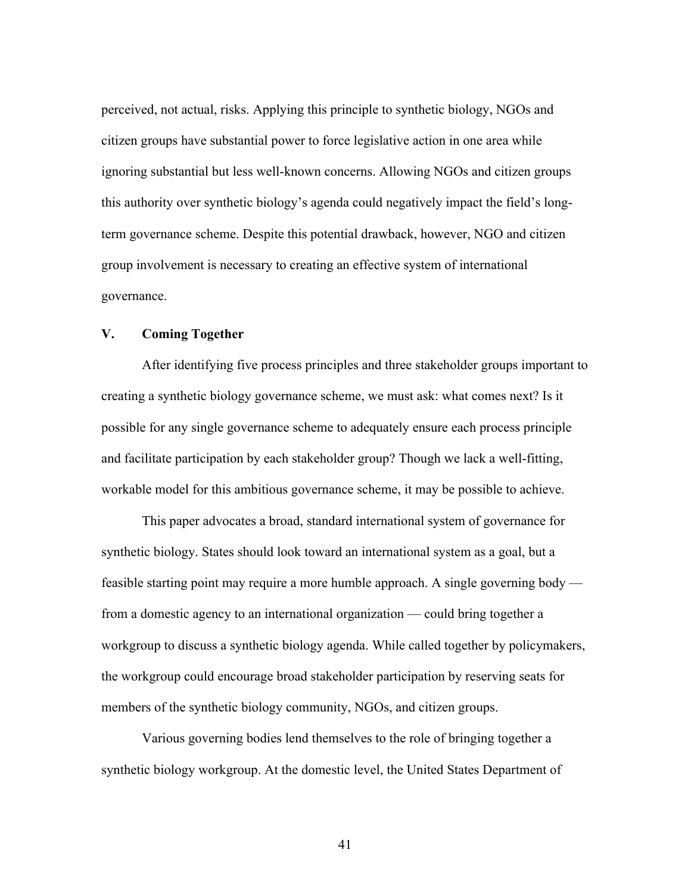perceived, not actual, risks. Applying this principle to synthetic biology, NGOs and citizen groups have substantial power to force legislative action in one area while ignoring substantial but less well-known concerns. Allowing NGOs and citizen groups this authority over synthetic biology's agenda could negatively impact the field's long-term governance scheme. Despite this potential drawback, however, NGO and citizen group involvement is necessary to creating an effective system of international governance.

## V. Coming Together

After identifying five process principles and three stakeholder groups important to creating a synthetic biology governance scheme, we must ask: what comes next? Is it possible for any single governance scheme to adequately ensure each process principle and facilitate participation by each stakeholder group? Though we lack a well-fitting, workable model for this ambitious governance scheme, it may be possible to achieve.

This paper advocates a broad, standard international system of governance for synthetic biology. States should look toward an international system as a goal, but a feasible starting point may require a more humble approach. A single governing body — from a domestic agency to an international organization — could bring together a workgroup to discuss a synthetic biology agenda. While called together by policymakers, the workgroup could encourage broad stakeholder participation by reserving seats for members of the synthetic biology community, NGOs, and citizen groups.

Various governing bodies lend themselves to the role of bringing together a synthetic biology workgroup. At the domestic level, the United States Department of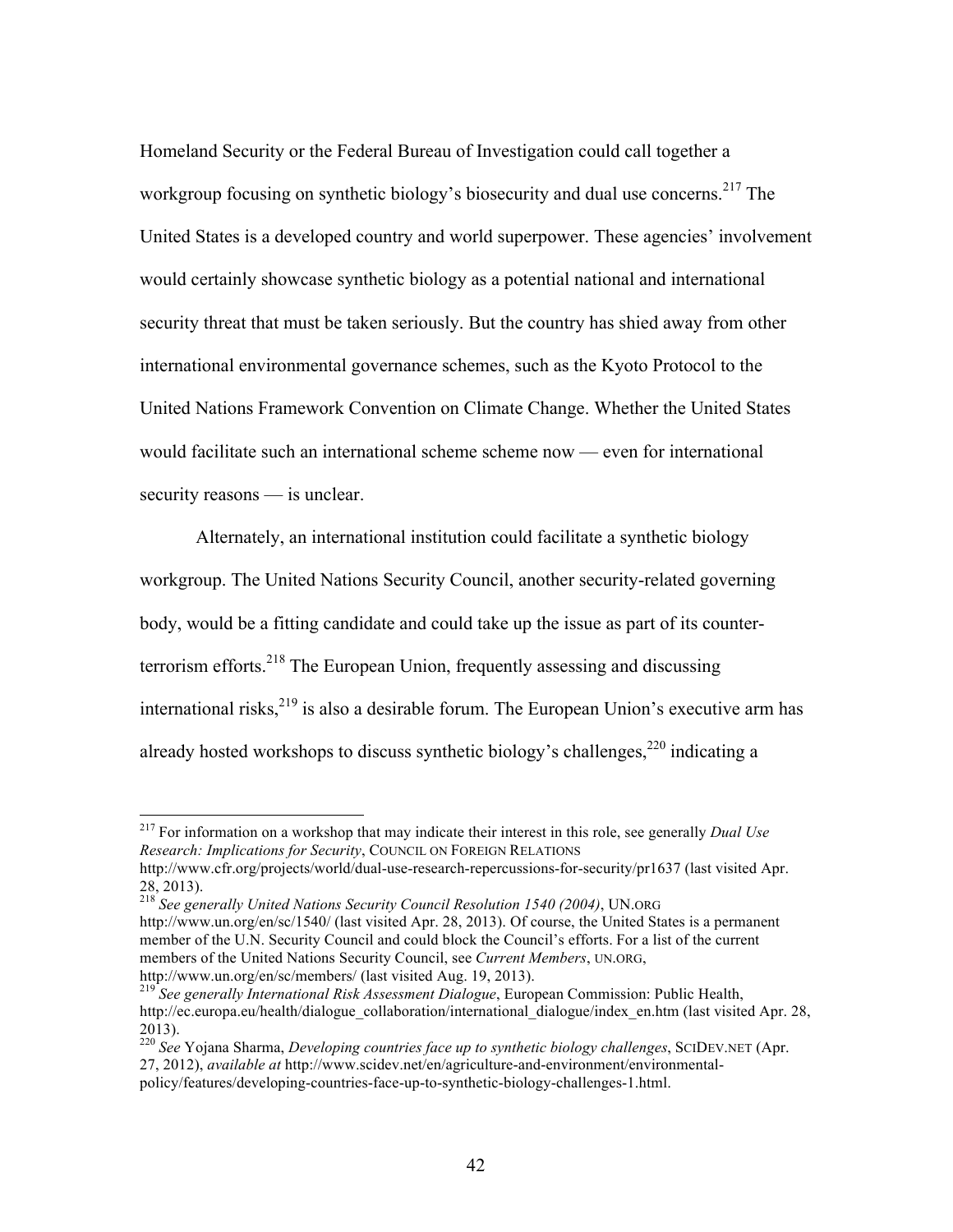Homeland Security or the Federal Bureau of Investigation could call together a workgroup focusing on synthetic biology's biosecurity and dual use concerns.[217] The United States is a developed country and world superpower. These agencies' involvement would certainly showcase synthetic biology as a potential national and international security threat that must be taken seriously. But the country has shied away from other international environmental governance schemes, such as the Kyoto Protocol to the United Nations Framework Convention on Climate Change. Whether the United States would facilitate such an international scheme scheme now — even for international security reasons — is unclear.

Alternately, an international institution could facilitate a synthetic biology workgroup. The United Nations Security Council, another security-related governing body, would be a fitting candidate and could take up the issue as part of its counter-terrorism efforts.[218] The European Union, frequently assessing and discussing international risks,[219] is also a desirable forum. The European Union's executive arm has already hosted workshops to discuss synthetic biology's challenges,[220] indicating a

---

[217] For information on a workshop that may indicate their interest in this role, see generally *Dual Use Research: Implications for Security*, COUNCIL ON FOREIGN RELATIONS http://www.cfr.org/projects/world/dual-use-research-repercussions-for-security/pr1637 (last visited Apr. 28, 2013).

[218] *See generally United Nations Security Council Resolution 1540 (2004)*, UN.ORG http://www.un.org/en/sc/1540/ (last visited Apr. 28, 2013). Of course, the United States is a permanent member of the U.N. Security Council and could block the Council's efforts. For a list of the current members of the United Nations Security Council, see *Current Members*, UN.ORG, http://www.un.org/en/sc/members/ (last visited Aug. 19, 2013).

[219] *See generally International Risk Assessment Dialogue*, European Commission: Public Health, http://ec.europa.eu/health/dialogue_collaboration/international_dialogue/index_en.htm (last visited Apr. 28, 2013).

[220] *See* Yojana Sharma, *Developing countries face up to synthetic biology challenges*, SCIDEV.NET (Apr. 27, 2012), *available at* http://www.scidev.net/en/agriculture-and-environment/environmental-policy/features/developing-countries-face-up-to-synthetic-biology-challenges-1.html.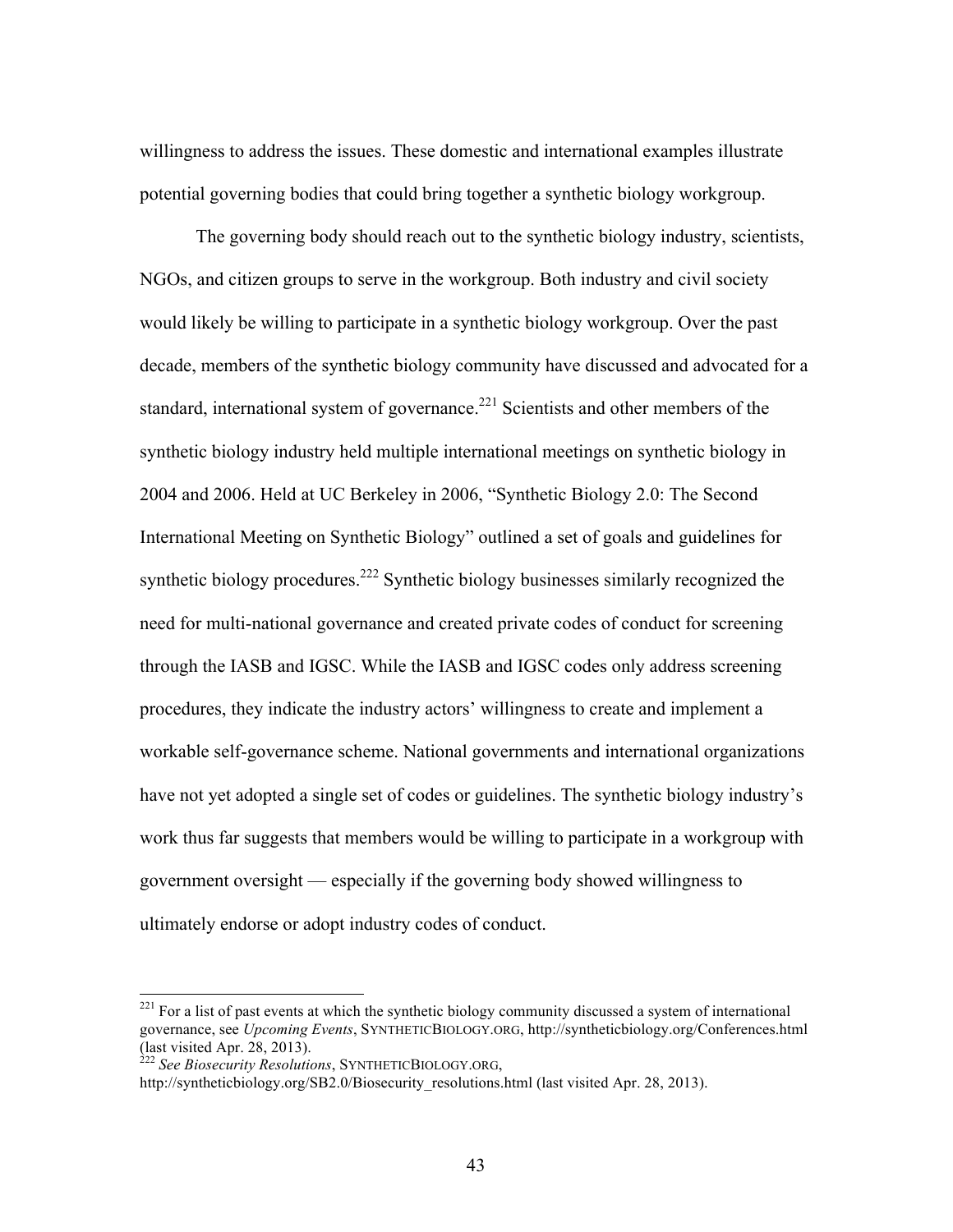willingness to address the issues. These domestic and international examples illustrate potential governing bodies that could bring together a synthetic biology workgroup.

The governing body should reach out to the synthetic biology industry, scientists, NGOs, and citizen groups to serve in the workgroup. Both industry and civil society would likely be willing to participate in a synthetic biology workgroup. Over the past decade, members of the synthetic biology community have discussed and advocated for a standard, international system of governance.[221] Scientists and other members of the synthetic biology industry held multiple international meetings on synthetic biology in 2004 and 2006. Held at UC Berkeley in 2006, "Synthetic Biology 2.0: The Second International Meeting on Synthetic Biology" outlined a set of goals and guidelines for synthetic biology procedures.[222] Synthetic biology businesses similarly recognized the need for multi-national governance and created private codes of conduct for screening through the IASB and IGSC. While the IASB and IGSC codes only address screening procedures, they indicate the industry actors' willingness to create and implement a workable self-governance scheme. National governments and international organizations have not yet adopted a single set of codes or guidelines. The synthetic biology industry's work thus far suggests that members would be willing to participate in a workgroup with government oversight — especially if the governing body showed willingness to ultimately endorse or adopt industry codes of conduct.

---

[221] For a list of past events at which the synthetic biology community discussed a system of international governance, see *Upcoming Events*, SYNTHETICBIOLOGY.ORG, http://syntheticbiology.org/Conferences.html (last visited Apr. 28, 2013).

[222] *See Biosecurity Resolutions*, SYNTHETICBIOLOGY.ORG, http://syntheticbiology.org/SB2.0/Biosecurity_resolutions.html (last visited Apr. 28, 2013).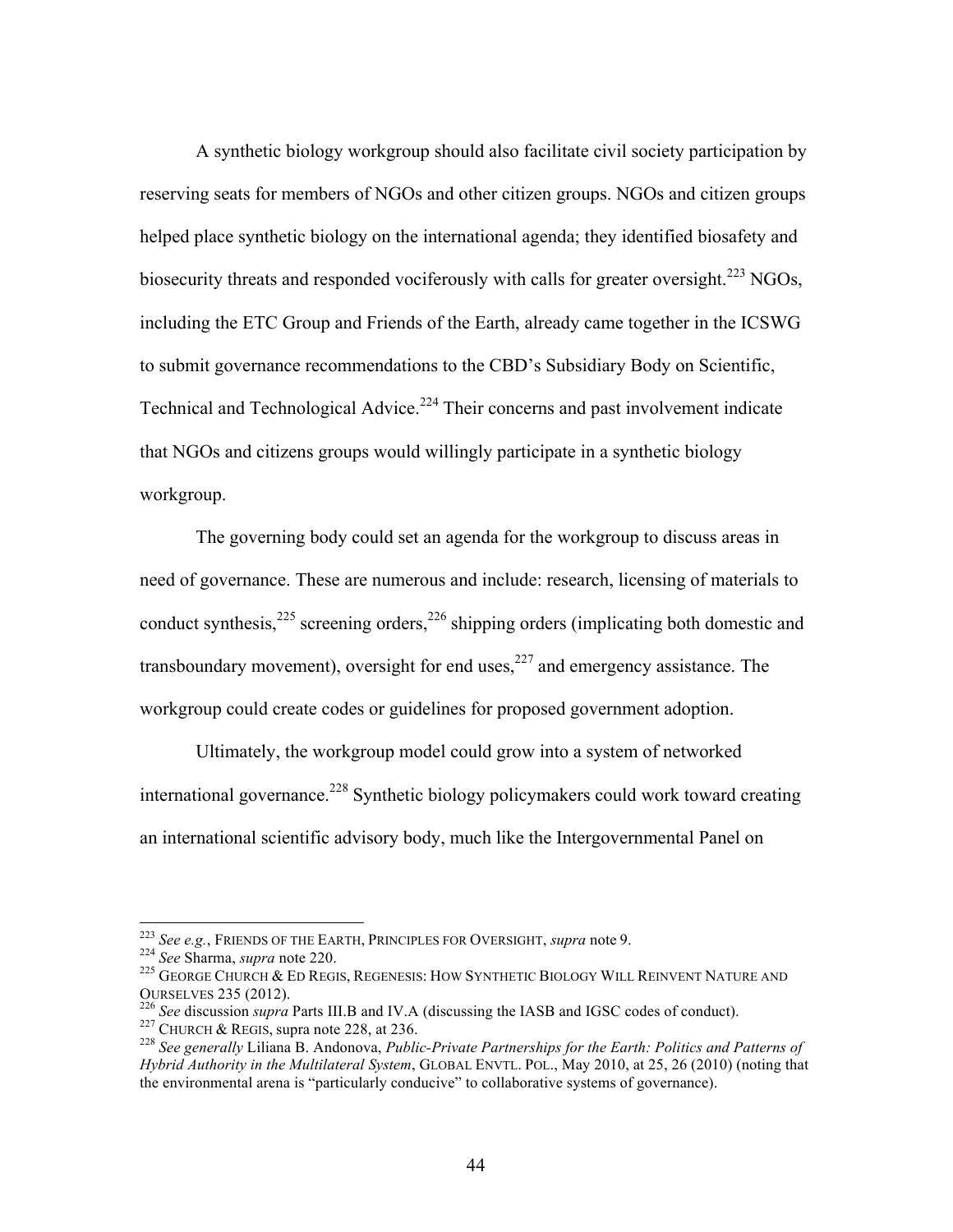A synthetic biology workgroup should also facilitate civil society participation by reserving seats for members of NGOs and other citizen groups. NGOs and citizen groups helped place synthetic biology on the international agenda; they identified biosafety and biosecurity threats and responded vociferously with calls for greater oversight.[223] NGOs, including the ETC Group and Friends of the Earth, already came together in the ICSWG to submit governance recommendations to the CBD's Subsidiary Body on Scientific, Technical and Technological Advice.[224] Their concerns and past involvement indicate that NGOs and citizens groups would willingly participate in a synthetic biology workgroup.

The governing body could set an agenda for the workgroup to discuss areas in need of governance. These are numerous and include: research, licensing of materials to conduct synthesis,[225] screening orders,[226] shipping orders (implicating both domestic and transboundary movement), oversight for end uses,[227] and emergency assistance. The workgroup could create codes or guidelines for proposed government adoption.

Ultimately, the workgroup model could grow into a system of networked international governance.[228] Synthetic biology policymakers could work toward creating an international scientific advisory body, much like the Intergovernmental Panel on

---

[223] *See e.g.*, FRIENDS OF THE EARTH, PRINCIPLES FOR OVERSIGHT, *supra* note 9.

[224] *See* Sharma, *supra* note 220.

[225] GEORGE CHURCH & ED REGIS, REGENESIS: HOW SYNTHETIC BIOLOGY WILL REINVENT NATURE AND OURSELVES 235 (2012).

[226] *See* discussion *supra* Parts III.B and IV.A (discussing the IASB and IGSC codes of conduct).

[227] CHURCH & REGIS, supra note 228, at 236.

[228] *See generally* Liliana B. Andonova, *Public-Private Partnerships for the Earth: Politics and Patterns of Hybrid Authority in the Multilateral System*, GLOBAL ENVTL. POL., May 2010, at 25, 26 (2010) (noting that the environmental arena is "particularly conducive" to collaborative systems of governance).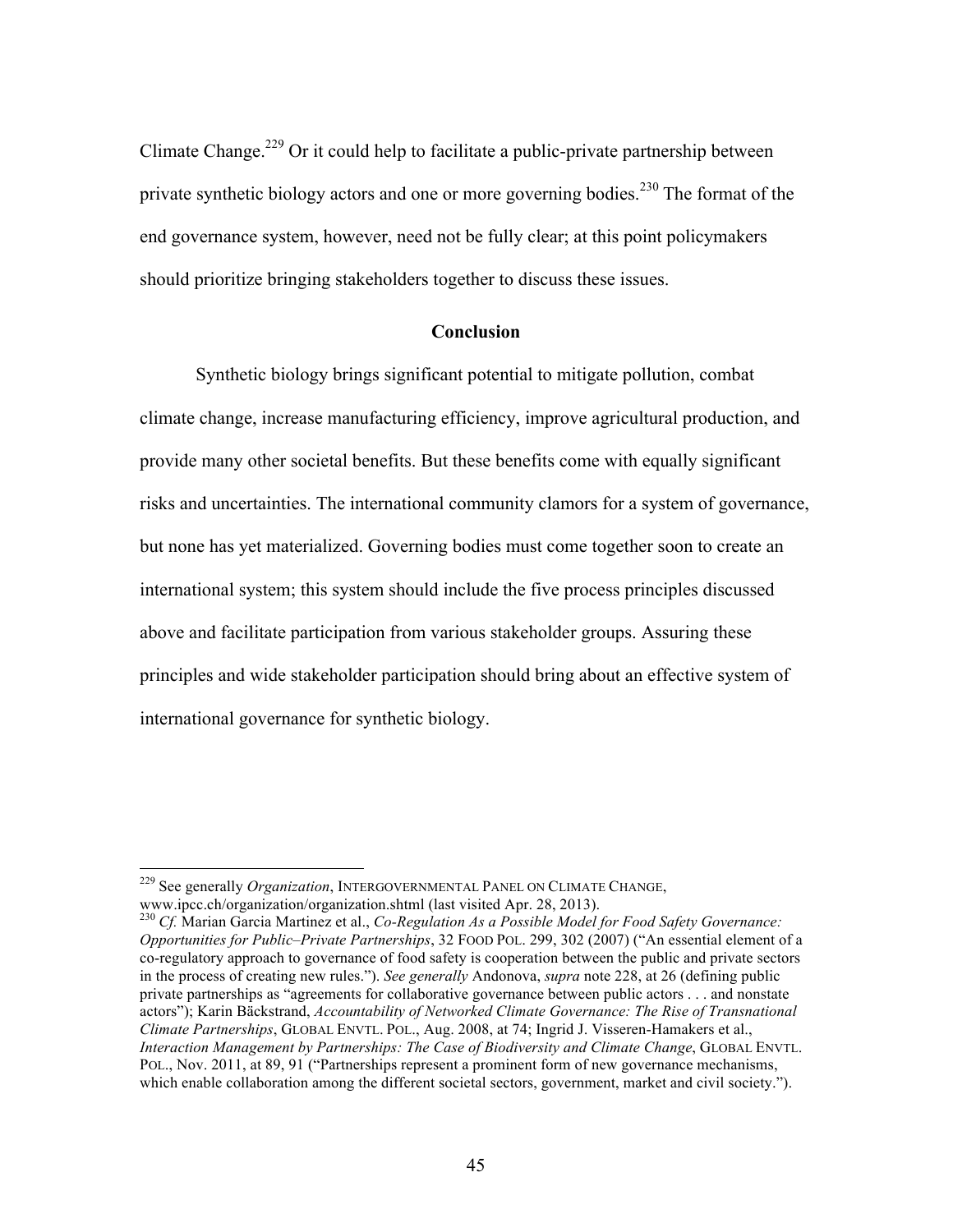Climate Change.[229] Or it could help to facilitate a public-private partnership between private synthetic biology actors and one or more governing bodies.[230] The format of the end governance system, however, need not be fully clear; at this point policymakers should prioritize bringing stakeholders together to discuss these issues.

## Conclusion

Synthetic biology brings significant potential to mitigate pollution, combat climate change, increase manufacturing efficiency, improve agricultural production, and provide many other societal benefits. But these benefits come with equally significant risks and uncertainties. The international community clamors for a system of governance, but none has yet materialized. Governing bodies must come together soon to create an international system; this system should include the five process principles discussed above and facilitate participation from various stakeholder groups. Assuring these principles and wide stakeholder participation should bring about an effective system of international governance for synthetic biology.

---

[229] See generally *Organization*, INTERGOVERNMENTAL PANEL ON CLIMATE CHANGE, www.ipcc.ch/organization/organization.shtml (last visited Apr. 28, 2013).

[230] *Cf.* Marian Garcia Martinez et al., *Co-Regulation As a Possible Model for Food Safety Governance: Opportunities for Public–Private Partnerships*, 32 FOOD POL. 299, 302 (2007) ("An essential element of a co-regulatory approach to governance of food safety is cooperation between the public and private sectors in the process of creating new rules."). *See generally* Andonova, *supra* note 228, at 26 (defining public private partnerships as "agreements for collaborative governance between public actors . . . and nonstate actors"); Karin Bäckstrand, *Accountability of Networked Climate Governance: The Rise of Transnational Climate Partnerships*, GLOBAL ENVTL. POL., Aug. 2008, at 74; Ingrid J. Visseren-Hamakers et al., *Interaction Management by Partnerships: The Case of Biodiversity and Climate Change*, GLOBAL ENVTL. POL., Nov. 2011, at 89, 91 ("Partnerships represent a prominent form of new governance mechanisms, which enable collaboration among the different societal sectors, government, market and civil society.").